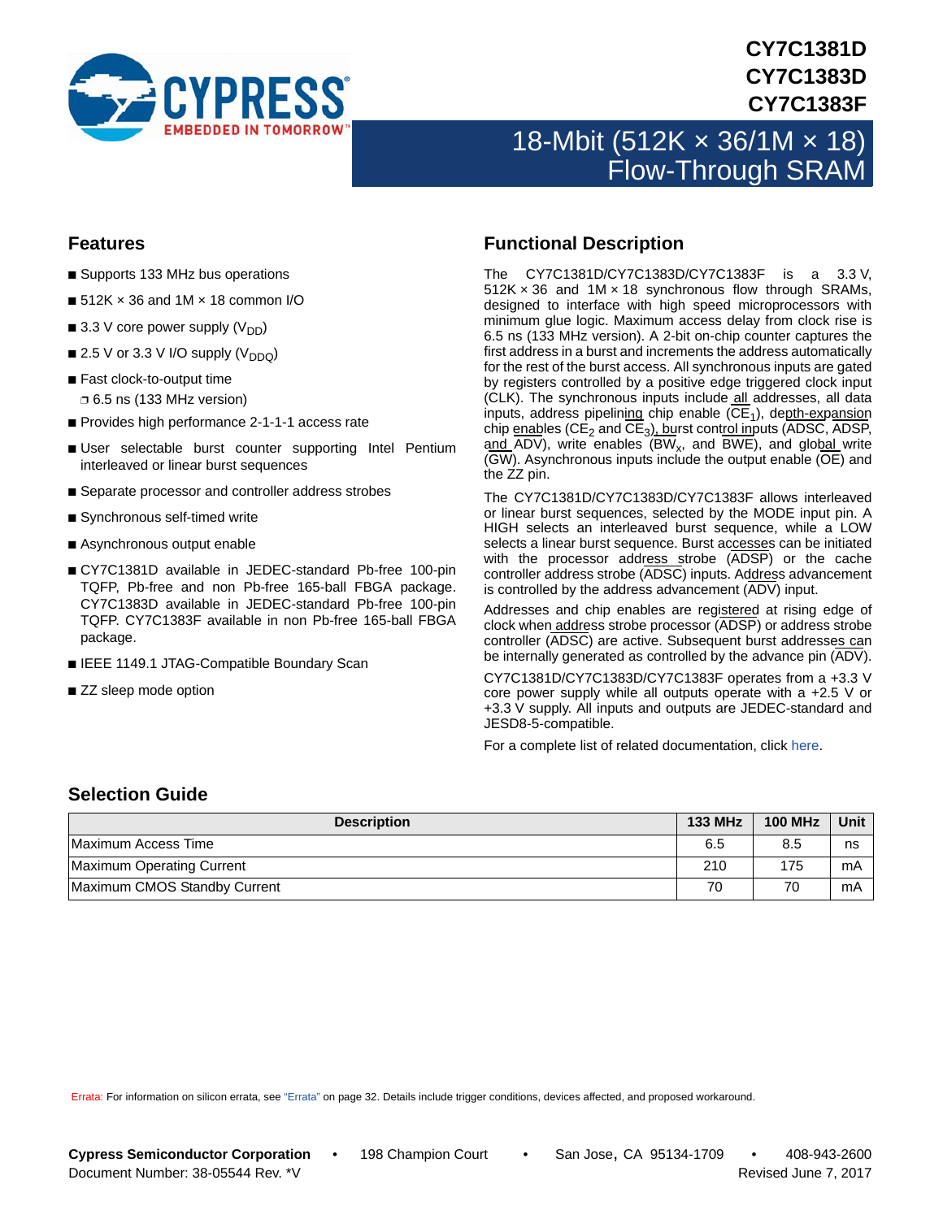# CY7C1381D
# CY7C1383D
# CY7C1383F

# 18-Mbit (512K × 36/1M × 18) Flow-Through SRAM

## Features

- Supports 133 MHz bus operations
- 512K × 36 and 1M × 18 common I/O
- 3.3 V core power supply ($V_{DD}$)
- 2.5 V or 3.3 V I/O supply ($V_{DDQ}$)
- Fast clock-to-output time
  - 6.5 ns (133 MHz version)
- Provides high performance 2-1-1-1 access rate
- User selectable burst counter supporting Intel Pentium interleaved or linear burst sequences
- Separate processor and controller address strobes
- Synchronous self-timed write
- Asynchronous output enable
- CY7C1381D available in JEDEC-standard Pb-free 100-pin TQFP, Pb-free and non Pb-free 165-ball FBGA package. CY7C1383D available in JEDEC-standard Pb-free 100-pin TQFP. CY7C1383F available in non Pb-free 165-ball FBGA package.
- IEEE 1149.1 JTAG-Compatible Boundary Scan
- ZZ sleep mode option

## Functional Description

The CY7C1381D/CY7C1383D/CY7C1383F is a 3.3 V, 512K × 36 and 1M × 18 synchronous flow through SRAMs, designed to interface with high speed microprocessors with minimum glue logic. Maximum access delay from clock rise is 6.5 ns (133 MHz version). A 2-bit on-chip counter captures the first address in a burst and increments the address automatically for the rest of the burst access. All synchronous inputs are gated by registers controlled by a positive edge triggered clock input (CLK). The synchronous inputs include all addresses, all data inputs, address pipelining chip enable ($\overline{CE_1}$), depth-expansion chip enables ($CE_2$ and $\overline{CE_3}$), burst control inputs ($\overline{ADSC}$, $\overline{ADSP}$, and $\overline{ADV}$), write enables ($\overline{BW_x}$, and $\overline{BWE}$), and global write ($\overline{GW}$). Asynchronous inputs include the output enable ($\overline{OE}$) and the ZZ pin.

The CY7C1381D/CY7C1383D/CY7C1383F allows interleaved or linear burst sequences, selected by the MODE input pin. A HIGH selects an interleaved burst sequence, while a LOW selects a linear burst sequence. Burst accesses can be initiated with the processor address strobe ($\overline{ADSP}$) or the cache controller address strobe ($\overline{ADSC}$) inputs. Address advancement is controlled by the address advancement ($\overline{ADV}$) input.

Addresses and chip enables are registered at rising edge of clock when address strobe processor ($\overline{ADSP}$) or address strobe controller ($\overline{ADSC}$) are active. Subsequent burst addresses can be internally generated as controlled by the advance pin ($\overline{ADV}$).

CY7C1381D/CY7C1383D/CY7C1383F operates from a +3.3 V core power supply while all outputs operate with a +2.5 V or +3.3 V supply. All inputs and outputs are JEDEC-standard and JESD8-5-compatible.

For a complete list of related documentation, click here.

## Selection Guide

| Description | 133 MHz | 100 MHz | Unit |
|---|---|---|---|
| Maximum Access Time | 6.5 | 8.5 | ns |
| Maximum Operating Current | 210 | 175 | mA |
| Maximum CMOS Standby Current | 70 | 70 | mA |

Errata: For information on silicon errata, see "Errata" on page 32. Details include trigger conditions, devices affected, and proposed workaround.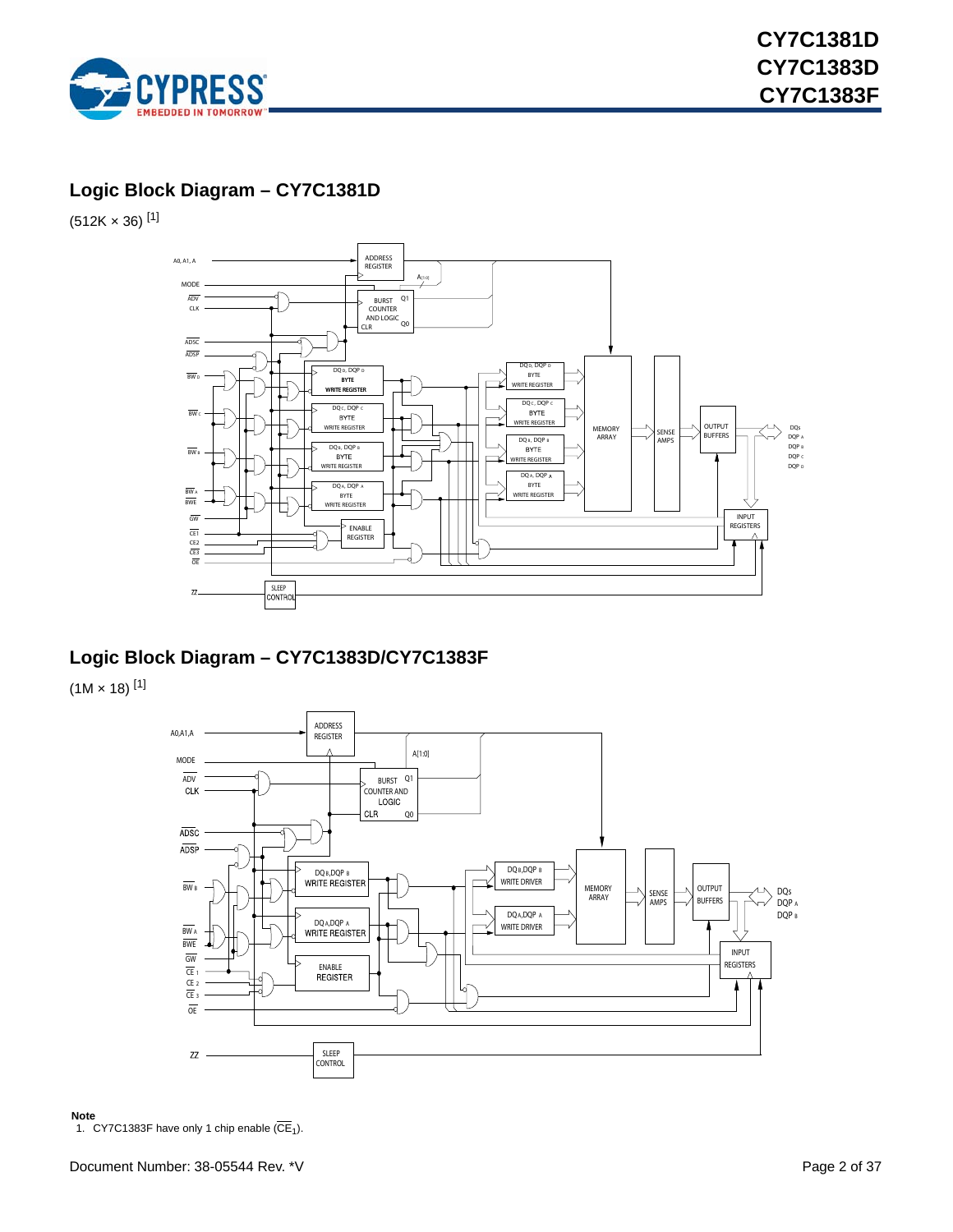## Logic Block Diagram – CY7C1381D

(512K × 36) [1]

## Logic Block Diagram – CY7C1383D/CY7C1383F

(1M × 18) [1]

**Note**

1. CY7C1383F have only 1 chip enable ($\overline{CE}_1$).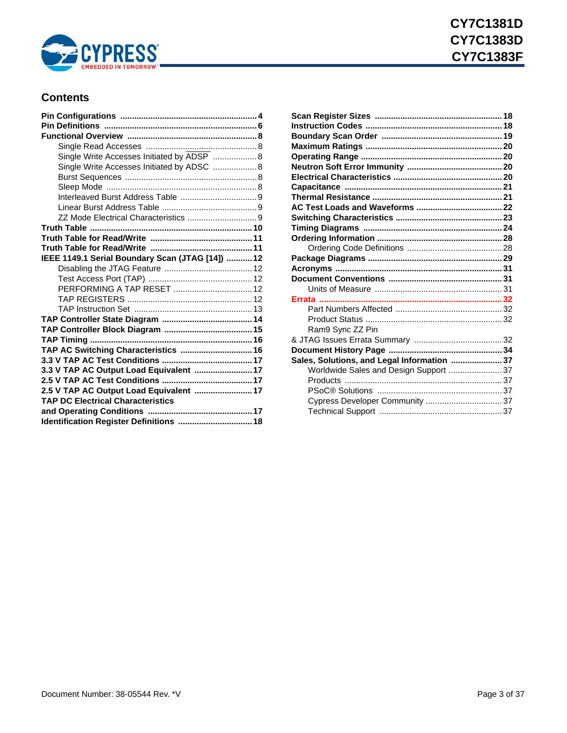## Contents

**Pin Configurations** .......... 4
**Pin Definitions** .......... 6
**Functional Overview** .......... 8
- Single Read Accesses .......... 8
- Single Write Accesses Initiated by ADSP .......... 8
- Single Write Accesses Initiated by ADSC .......... 8
- Burst Sequences .......... 8
- Sleep Mode .......... 8
- Interleaved Burst Address Table .......... 9
- Linear Burst Address Table .......... 9
- ZZ Mode Electrical Characteristics .......... 9

**Truth Table** .......... 10
**Truth Table for Read/Write** .......... 11
**Truth Table for Read/Write** .......... 11
**IEEE 1149.1 Serial Boundary Scan (JTAG [14])** .......... 12
- Disabling the JTAG Feature .......... 12
- Test Access Port (TAP) .......... 12
- PERFORMING A TAP RESET .......... 12
- TAP REGISTERS .......... 12
- TAP Instruction Set .......... 13

**TAP Controller State Diagram** .......... 14
**TAP Controller Block Diagram** .......... 15
**TAP Timing** .......... 16
**TAP AC Switching Characteristics** .......... 16
**3.3 V TAP AC Test Conditions** .......... 17
**3.3 V TAP AC Output Load Equivalent** .......... 17
**2.5 V TAP AC Test Conditions** .......... 17
**2.5 V TAP AC Output Load Equivalent** .......... 17
**TAP DC Electrical Characteristics and Operating Conditions** .......... 17
**Identification Register Definitions** .......... 18
**Scan Register Sizes** .......... 18
**Instruction Codes** .......... 18
**Boundary Scan Order** .......... 19
**Maximum Ratings** .......... 20
**Operating Range** .......... 20
**Neutron Soft Error Immunity** .......... 20
**Electrical Characteristics** .......... 20
**Capacitance** .......... 21
**Thermal Resistance** .......... 21
**AC Test Loads and Waveforms** .......... 22
**Switching Characteristics** .......... 23
**Timing Diagrams** .......... 24
**Ordering Information** .......... 28
- Ordering Code Definitions .......... 28

**Package Diagrams** .......... 29
**Acronyms** .......... 31
**Document Conventions** .......... 31
- Units of Measure .......... 31

**Errata** .......... 32
- Part Numbers Affected .......... 32
- Product Status .......... 32
- Ram9 Sync ZZ Pin & JTAG Issues Errata Summary .......... 32

**Document History Page** .......... 34
**Sales, Solutions, and Legal Information** .......... 37
- Worldwide Sales and Design Support .......... 37
- Products .......... 37
- PSoC® Solutions .......... 37
- Cypress Developer Community .......... 37
- Technical Support .......... 37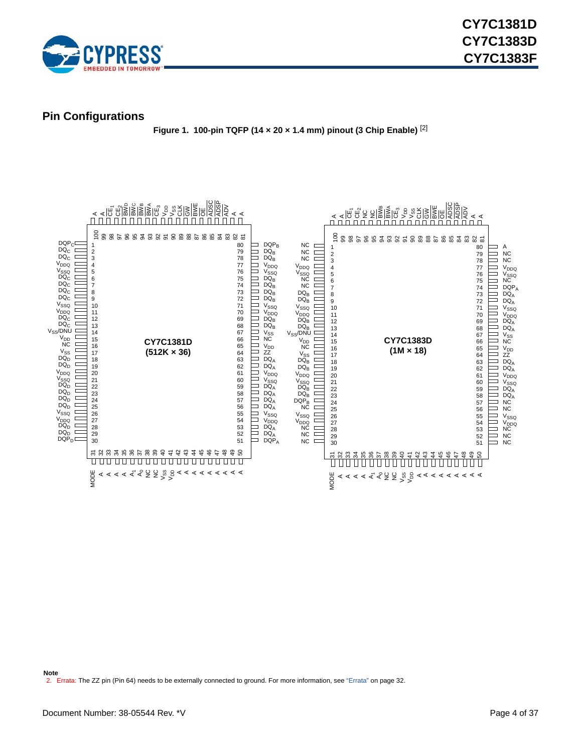## Pin Configurations

**Figure 1. 100-pin TQFP (14 × 20 × 1.4 mm) pinout (3 Chip Enable)** [2]

**CY7C1381D (512K × 36)**

| Pin | Name | Pin | Name | Pin | Name | Pin | Name |
|---|---|---|---|---|---|---|---|
| 1 | DQPC | 26 | VSSQ | 51 | DQPA | 76 | VSSQ |
| 2 | DQC | 27 | VDDQ | 52 | DQA | 77 | VDDQ |
| 3 | DQC | 28 | DQD | 53 | DQA | 78 | DQB |
| 4 | VDDQ | 29 | DQD | 54 | VDDQ | 79 | DQB |
| 5 | VSSQ | 30 | DQPD | 55 | VSSQ | 80 | DQPB |
| 6 | DQC | 31 | MODE | 56 | DQA | 81 | A |
| 7 | DQC | 32 | A | 57 | DQA | 82 | A |
| 8 | DQC | 33 | A | 58 | DQA | 83 | ADV |
| 9 | DQC | 34 | A | 59 | DQA | 84 | ADSP |
| 10 | VSSQ | 35 | A | 60 | VSSQ | 85 | ADSC |
| 11 | VDDQ | 36 | A1 | 61 | VDDQ | 86 | OE |
| 12 | DQC | 37 | A0 | 62 | DQA | 87 | BWE |
| 13 | DQC | 38 | NC | 63 | DQA | 88 | GW |
| 14 | VSS/DNU | 39 | NC | 64 | ZZ | 89 | CLK |
| 15 | VDD | 40 | VSS | 65 | VDD | 90 | VSS |
| 16 | NC | 41 | VDD | 66 | NC | 91 | VDD |
| 17 | VSS | 42 | A | 67 | VSS | 92 | CE3 |
| 18 | DQD | 43 | A | 68 | DQB | 93 | BWA |
| 19 | DQD | 44 | A | 69 | DQB | 94 | BWB |
| 20 | VDDQ | 45 | A | 70 | VDDQ | 95 | BWC |
| 21 | VSSQ | 46 | A | 71 | VSSQ | 96 | BWD |
| 22 | DQD | 47 | A | 72 | DQB | 97 | CE2 |
| 23 | DQD | 48 | A | 73 | DQB | 98 | CE1 |
| 24 | DQD | 49 | A | 74 | DQB | 99 | A |
| 25 | DQD | 50 | A | 75 | DQB | 100 | A |

**CY7C1383D (1M × 18)**

| Pin | Name | Pin | Name | Pin | Name | Pin | Name |
|---|---|---|---|---|---|---|---|
| 1 | NC | 26 | VSSQ | 51 | NC | 76 | VSSQ |
| 2 | NC | 27 | VDDQ | 52 | NC | 77 | VDDQ |
| 3 | NC | 28 | NC | 53 | NC | 78 | NC |
| 4 | VDDQ | 29 | NC | 54 | VDDQ | 79 | NC |
| 5 | VSSQ | 30 | NC | 55 | VSSQ | 80 | A |
| 6 | NC | 31 | MODE | 56 | NC | 81 | A |
| 7 | NC | 32 | A | 57 | NC | 82 | A |
| 8 | DQB | 33 | A | 58 | DQA | 83 | ADV |
| 9 | DQB | 34 | A | 59 | DQA | 84 | ADSP |
| 10 | VSSQ | 35 | A | 60 | VSSQ | 85 | ADSC |
| 11 | VDDQ | 36 | A1 | 61 | VDDQ | 86 | OE |
| 12 | DQB | 37 | A0 | 62 | DQA | 87 | BWE |
| 13 | DQB | 38 | NC | 63 | DQA | 88 | GW |
| 14 | VSS/DNU | 39 | NC | 64 | ZZ | 89 | CLK |
| 15 | VDD | 40 | VSS | 65 | VDD | 90 | VSS |
| 16 | NC | 41 | VDD | 66 | NC | 91 | VDD |
| 17 | VSS | 42 | A | 67 | VSS | 92 | CE3 |
| 18 | DQB | 43 | A | 68 | DQA | 93 | BWA |
| 19 | DQB | 44 | A | 69 | DQA | 94 | BWB |
| 20 | VDDQ | 45 | A | 70 | VDDQ | 95 | NC |
| 21 | VSSQ | 46 | A | 71 | VSSQ | 96 | NC |
| 22 | DQB | 47 | A | 72 | DQA | 97 | CE2 |
| 23 | DQB | 48 | A | 73 | DQA | 98 | CE1 |
| 24 | DQPB | 49 | A | 74 | DQPA | 99 | A |
| 25 | NC | 50 | A | 75 | NC | 100 | A |

**Note**

2. Errata: The ZZ pin (Pin 64) needs to be externally connected to ground. For more information, see "Errata" on page 32.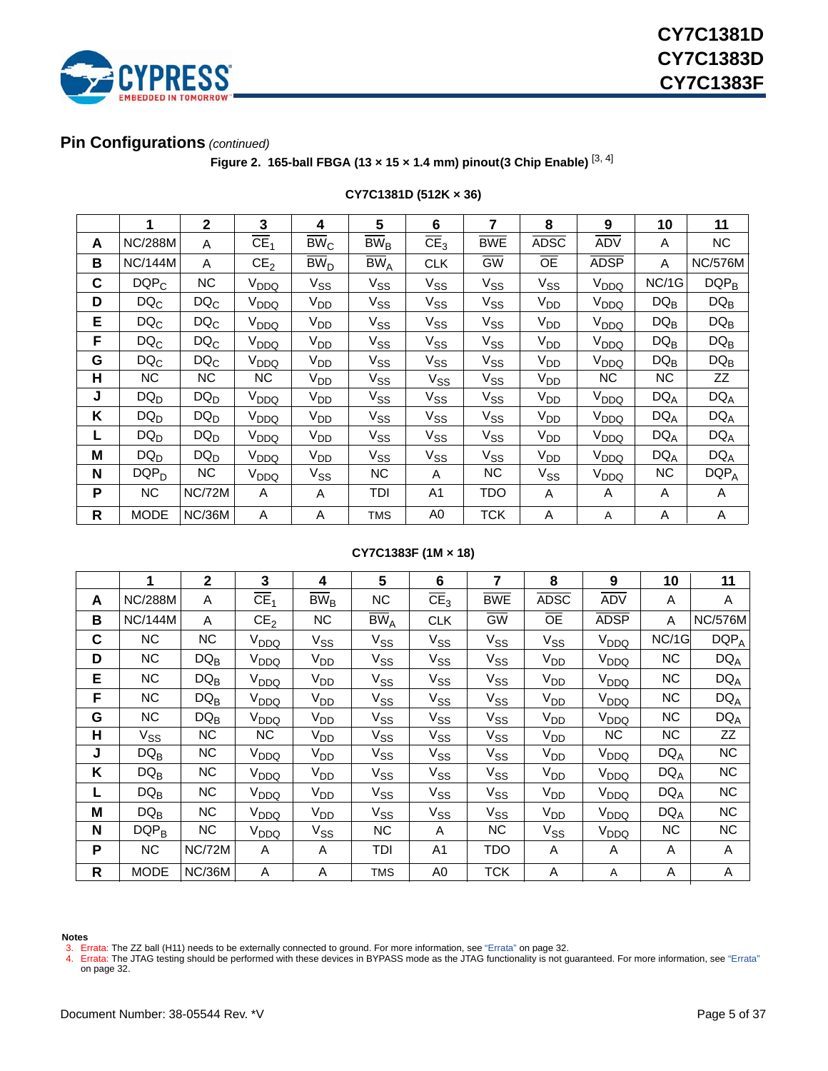## Pin Configurations *(continued)*

**Figure 2. 165-ball FBGA (13 × 15 × 1.4 mm) pinout(3 Chip Enable)** [3, 4]

**CY7C1381D (512K × 36)**

| | 1 | 2 | 3 | 4 | 5 | 6 | 7 | 8 | 9 | 10 | 11 |
|---|---|---|---|---|---|---|---|---|---|---|---|
| **A** | NC/288M | A | $\overline{CE_1}$ | $\overline{BW_C}$ | $\overline{BW_B}$ | $\overline{CE_3}$ | $\overline{BWE}$ | $\overline{ADSC}$ | $\overline{ADV}$ | A | NC |
| **B** | NC/144M | A | $CE_2$ | $\overline{BW_D}$ | $\overline{BW_A}$ | CLK | $\overline{GW}$ | $\overline{OE}$ | $\overline{ADSP}$ | A | NC/576M |
| **C** | $DQP_C$ | NC | $V_{DDQ}$ | $V_{SS}$ | $V_{SS}$ | $V_{SS}$ | $V_{SS}$ | $V_{SS}$ | $V_{DDQ}$ | NC/1G | $DQP_B$ |
| **D** | $DQ_C$ | $DQ_C$ | $V_{DDQ}$ | $V_{DD}$ | $V_{SS}$ | $V_{SS}$ | $V_{SS}$ | $V_{DD}$ | $V_{DDQ}$ | $DQ_B$ | $DQ_B$ |
| **E** | $DQ_C$ | $DQ_C$ | $V_{DDQ}$ | $V_{DD}$ | $V_{SS}$ | $V_{SS}$ | $V_{SS}$ | $V_{DD}$ | $V_{DDQ}$ | $DQ_B$ | $DQ_B$ |
| **F** | $DQ_C$ | $DQ_C$ | $V_{DDQ}$ | $V_{DD}$ | $V_{SS}$ | $V_{SS}$ | $V_{SS}$ | $V_{DD}$ | $V_{DDQ}$ | $DQ_B$ | $DQ_B$ |
| **G** | $DQ_C$ | $DQ_C$ | $V_{DDQ}$ | $V_{DD}$ | $V_{SS}$ | $V_{SS}$ | $V_{SS}$ | $V_{DD}$ | $V_{DDQ}$ | $DQ_B$ | $DQ_B$ |
| **H** | NC | NC | NC | $V_{DD}$ | $V_{SS}$ | $V_{SS}$ | $V_{SS}$ | $V_{DD}$ | NC | NC | ZZ |
| **J** | $DQ_D$ | $DQ_D$ | $V_{DDQ}$ | $V_{DD}$ | $V_{SS}$ | $V_{SS}$ | $V_{SS}$ | $V_{DD}$ | $V_{DDQ}$ | $DQ_A$ | $DQ_A$ |
| **K** | $DQ_D$ | $DQ_D$ | $V_{DDQ}$ | $V_{DD}$ | $V_{SS}$ | $V_{SS}$ | $V_{SS}$ | $V_{DD}$ | $V_{DDQ}$ | $DQ_A$ | $DQ_A$ |
| **L** | $DQ_D$ | $DQ_D$ | $V_{DDQ}$ | $V_{DD}$ | $V_{SS}$ | $V_{SS}$ | $V_{SS}$ | $V_{DD}$ | $V_{DDQ}$ | $DQ_A$ | $DQ_A$ |
| **M** | $DQ_D$ | $DQ_D$ | $V_{DDQ}$ | $V_{DD}$ | $V_{SS}$ | $V_{SS}$ | $V_{SS}$ | $V_{DD}$ | $V_{DDQ}$ | $DQ_A$ | $DQ_A$ |
| **N** | $DQP_D$ | NC | $V_{DDQ}$ | $V_{SS}$ | NC | A | NC | $V_{SS}$ | $V_{DDQ}$ | NC | $DQP_A$ |
| **P** | NC | NC/72M | A | A | TDI | A1 | TDO | A | A | A | A |
| **R** | MODE | NC/36M | A | A | TMS | A0 | TCK | A | A | A | A |

**CY7C1383F (1M × 18)**

| | 1 | 2 | 3 | 4 | 5 | 6 | 7 | 8 | 9 | 10 | 11 |
|---|---|---|---|---|---|---|---|---|---|---|---|
| **A** | NC/288M | A | $\overline{CE_1}$ | $\overline{BW_B}$ | NC | $\overline{CE_3}$ | $\overline{BWE}$ | $\overline{ADSC}$ | $\overline{ADV}$ | A | A |
| **B** | NC/144M | A | $CE_2$ | NC | $\overline{BW_A}$ | CLK | $\overline{GW}$ | $\overline{OE}$ | $\overline{ADSP}$ | A | NC/576M |
| **C** | NC | NC | $V_{DDQ}$ | $V_{SS}$ | $V_{SS}$ | $V_{SS}$ | $V_{SS}$ | $V_{SS}$ | $V_{DDQ}$ | NC/1G | $DQP_A$ |
| **D** | NC | $DQ_B$ | $V_{DDQ}$ | $V_{DD}$ | $V_{SS}$ | $V_{SS}$ | $V_{SS}$ | $V_{DD}$ | $V_{DDQ}$ | NC | $DQ_A$ |
| **E** | NC | $DQ_B$ | $V_{DDQ}$ | $V_{DD}$ | $V_{SS}$ | $V_{SS}$ | $V_{SS}$ | $V_{DD}$ | $V_{DDQ}$ | NC | $DQ_A$ |
| **F** | NC | $DQ_B$ | $V_{DDQ}$ | $V_{DD}$ | $V_{SS}$ | $V_{SS}$ | $V_{SS}$ | $V_{DD}$ | $V_{DDQ}$ | NC | $DQ_A$ |
| **G** | NC | $DQ_B$ | $V_{DDQ}$ | $V_{DD}$ | $V_{SS}$ | $V_{SS}$ | $V_{SS}$ | $V_{DD}$ | $V_{DDQ}$ | NC | $DQ_A$ |
| **H** | $V_{SS}$ | NC | NC | $V_{DD}$ | $V_{SS}$ | $V_{SS}$ | $V_{SS}$ | $V_{DD}$ | NC | NC | ZZ |
| **J** | $DQ_B$ | NC | $V_{DDQ}$ | $V_{DD}$ | $V_{SS}$ | $V_{SS}$ | $V_{SS}$ | $V_{DD}$ | $V_{DDQ}$ | $DQ_A$ | NC |
| **K** | $DQ_B$ | NC | $V_{DDQ}$ | $V_{DD}$ | $V_{SS}$ | $V_{SS}$ | $V_{SS}$ | $V_{DD}$ | $V_{DDQ}$ | $DQ_A$ | NC |
| **L** | $DQ_B$ | NC | $V_{DDQ}$ | $V_{DD}$ | $V_{SS}$ | $V_{SS}$ | $V_{SS}$ | $V_{DD}$ | $V_{DDQ}$ | $DQ_A$ | NC |
| **M** | $DQ_B$ | NC | $V_{DDQ}$ | $V_{DD}$ | $V_{SS}$ | $V_{SS}$ | $V_{SS}$ | $V_{DD}$ | $V_{DDQ}$ | $DQ_A$ | NC |
| **N** | $DQP_B$ | NC | $V_{DDQ}$ | $V_{SS}$ | NC | A | NC | $V_{SS}$ | $V_{DDQ}$ | NC | NC |
| **P** | NC | NC/72M | A | A | TDI | A1 | TDO | A | A | A | A |
| **R** | MODE | NC/36M | A | A | TMS | A0 | TCK | A | A | A | A |

**Notes**

3. Errata: The ZZ ball (H11) needs to be externally connected to ground. For more information, see "Errata" on page 32.
4. Errata: The JTAG testing should be performed with these devices in BYPASS mode as the JTAG functionality is not guaranteed. For more information, see "Errata" on page 32.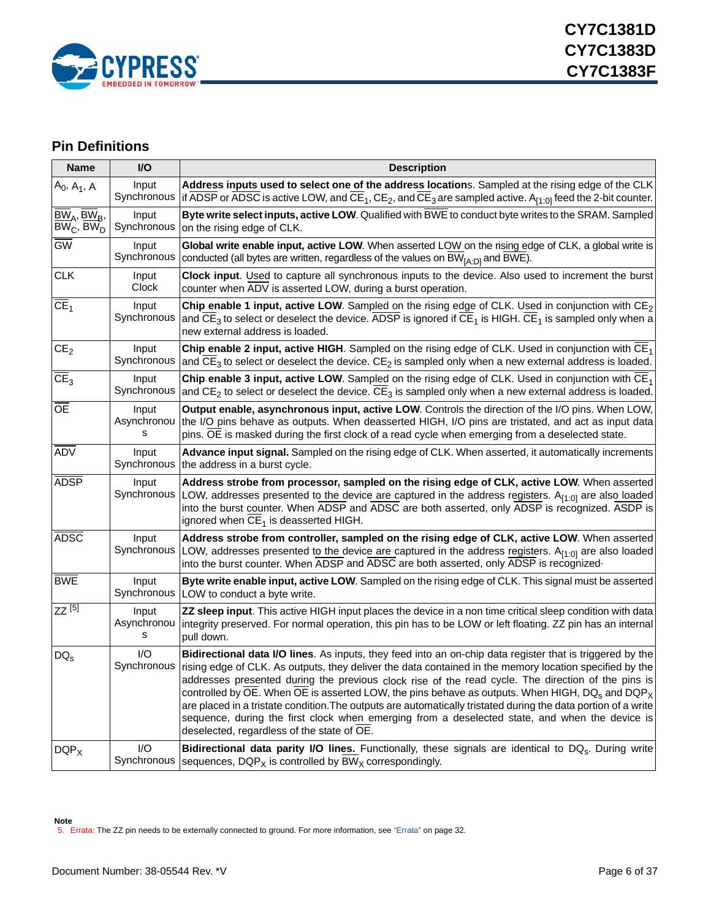## Pin Definitions

| Name | I/O | Description |
|---|---|---|
| $A_0$, $A_1$, A | Input Synchronous | **Address inputs used to select one of the address locations**. Sampled at the rising edge of the CLK if $\overline{ADSP}$ or $\overline{ADSC}$ is active LOW, and $\overline{CE}_1$, $CE_2$, and $\overline{CE}_3$ are sampled active. $A_{[1:0]}$ feed the 2-bit counter. |
| $\overline{BW}_A$, $\overline{BW}_B$, $\overline{BW}_C$, $\overline{BW}_D$ | Input Synchronous | **Byte write select inputs, active LOW**. Qualified with $\overline{BWE}$ to conduct byte writes to the SRAM. Sampled on the rising edge of CLK. |
| $\overline{GW}$ | Input Synchronous | **Global write enable input, active LOW**. When asserted LOW on the rising edge of CLK, a global write is conducted (all bytes are written, regardless of the values on $\overline{BW}_{[A:D]}$ and $\overline{BWE}$). |
| CLK | Input Clock | **Clock input**. Used to capture all synchronous inputs to the device. Also used to increment the burst counter when $\overline{ADV}$ is asserted LOW, during a burst operation. |
| $\overline{CE}_1$ | Input Synchronous | **Chip enable 1 input, active LOW**. Sampled on the rising edge of CLK. Used in conjunction with $CE_2$ and $\overline{CE}_3$ to select or deselect the device. $\overline{ADSP}$ is ignored if $\overline{CE}_1$ is HIGH. $\overline{CE}_1$ is sampled only when a new external address is loaded. |
| $CE_2$ | Input Synchronous | **Chip enable 2 input, active HIGH**. Sampled on the rising edge of CLK. Used in conjunction with $\overline{CE}_1$ and $\overline{CE}_3$ to select or deselect the device. $CE_2$ is sampled only when a new external address is loaded. |
| $\overline{CE}_3$ | Input Synchronous | **Chip enable 3 input, active LOW**. Sampled on the rising edge of CLK. Used in conjunction with $\overline{CE}_1$ and $CE_2$ to select or deselect the device. $\overline{CE}_3$ is sampled only when a new external address is loaded. |
| $\overline{OE}$ | Input Asynchronous | **Output enable, asynchronous input, active LOW**. Controls the direction of the I/O pins. When LOW, the I/O pins behave as outputs. When deasserted HIGH, I/O pins are tristated, and act as input data pins. $\overline{OE}$ is masked during the first clock of a read cycle when emerging from a deselected state. |
| $\overline{ADV}$ | Input Synchronous | **Advance input signal.** Sampled on the rising edge of CLK. When asserted, it automatically increments the address in a burst cycle. |
| $\overline{ADSP}$ | Input Synchronous | **Address strobe from processor, sampled on the rising edge of CLK, active LOW**. When asserted LOW, addresses presented to the device are captured in the address registers. $A_{[1:0]}$ are also loaded into the burst counter. When $\overline{ADSP}$ and $\overline{ADSC}$ are both asserted, only $\overline{ADSP}$ is recognized. $\overline{ASDP}$ is ignored when $\overline{CE}_1$ is deasserted HIGH. |
| $\overline{ADSC}$ | Input Synchronous | **Address strobe from controller, sampled on the rising edge of CLK, active LOW**. When asserted LOW, addresses presented to the device are captured in the address registers. $A_{[1:0]}$ are also loaded into the burst counter. When $\overline{ADSP}$ and $\overline{ADSC}$ are both asserted, only $\overline{ADSP}$ is recognized. |
| $\overline{BWE}$ | Input Synchronous | **Byte write enable input, active LOW**. Sampled on the rising edge of CLK. This signal must be asserted LOW to conduct a byte write. |
| ZZ [5] | Input Asynchronous | **ZZ sleep input**. This active HIGH input places the device in a non time critical sleep condition with data integrity preserved. For normal operation, this pin has to be LOW or left floating. ZZ pin has an internal pull down. |
| $DQ_s$ | I/O Synchronous | **Bidirectional data I/O lines**. As inputs, they feed into an on-chip data register that is triggered by the rising edge of CLK. As outputs, they deliver the data contained in the memory location specified by the addresses presented during the previous clock rise of the read cycle. The direction of the pins is controlled by $\overline{OE}$. When $\overline{OE}$ is asserted LOW, the pins behave as outputs. When HIGH, $DQ_s$ and $DQP_X$ are placed in a tristate condition.The outputs are automatically tristated during the data portion of a write sequence, during the first clock when emerging from a deselected state, and when the device is deselected, regardless of the state of $\overline{OE}$. |
| $DQP_X$ | I/O Synchronous | **Bidirectional data parity I/O lines.** Functionally, these signals are identical to $DQ_s$. During write sequences, $DQP_X$ is controlled by $\overline{BW}_X$ correspondingly. |

**Note**

5. Errata: The ZZ pin needs to be externally connected to ground. For more information, see "Errata" on page 32.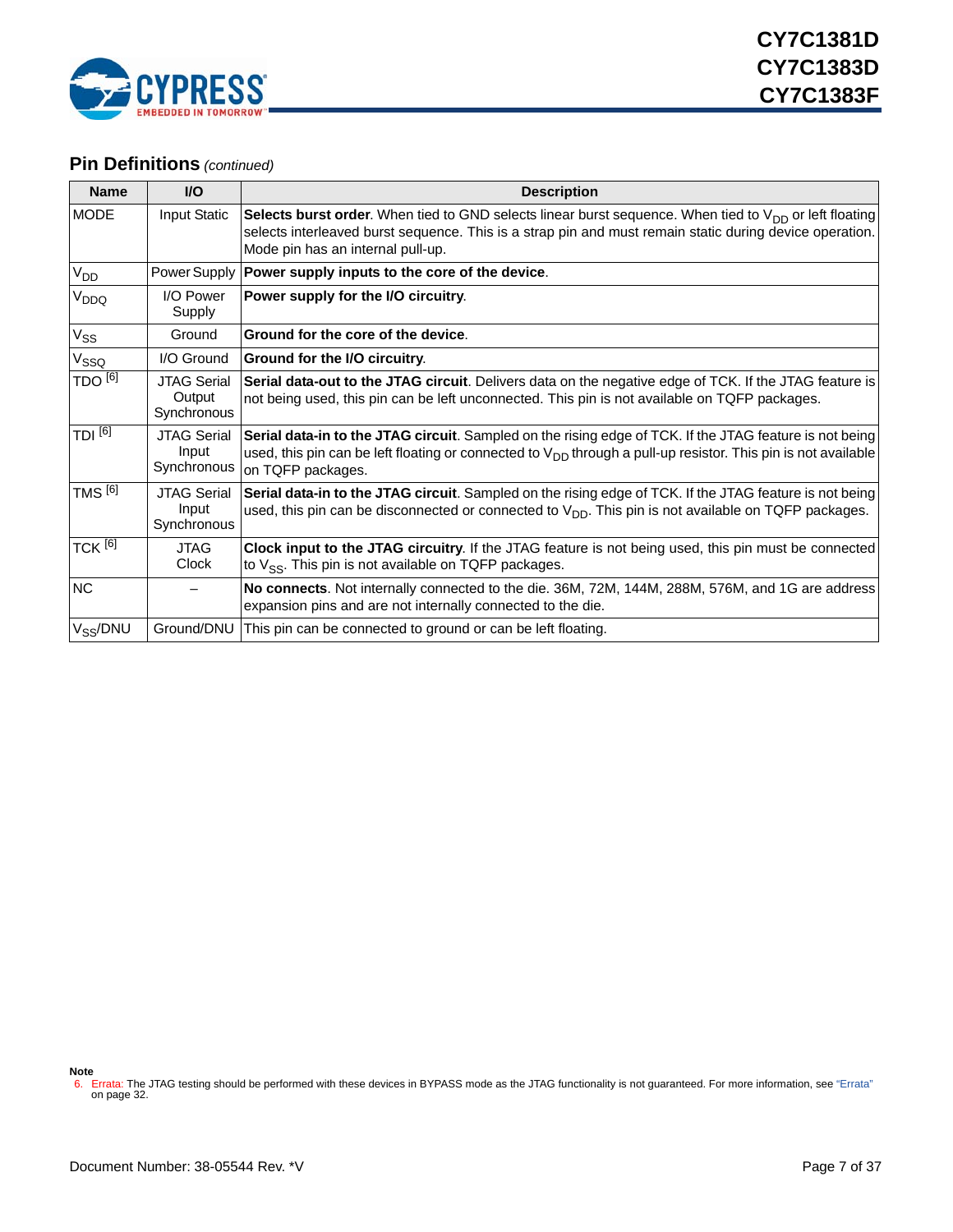## Pin Definitions *(continued)*

| Name | I/O | Description |
|---|---|---|
| MODE | Input Static | **Selects burst order**. When tied to GND selects linear burst sequence. When tied to $V_{DD}$ or left floating selects interleaved burst sequence. This is a strap pin and must remain static during device operation. Mode pin has an internal pull-up. |
| $V_{DD}$ | Power Supply | **Power supply inputs to the core of the device**. |
| $V_{DDQ}$ | I/O Power Supply | **Power supply for the I/O circuitry**. |
| $V_{SS}$ | Ground | **Ground for the core of the device**. |
| $V_{SSQ}$ | I/O Ground | **Ground for the I/O circuitry**. |
| TDO [6] | JTAG Serial Output Synchronous | **Serial data-out to the JTAG circuit**. Delivers data on the negative edge of TCK. If the JTAG feature is not being used, this pin can be left unconnected. This pin is not available on TQFP packages. |
| TDI [6] | JTAG Serial Input Synchronous | **Serial data-in to the JTAG circuit**. Sampled on the rising edge of TCK. If the JTAG feature is not being used, this pin can be left floating or connected to $V_{DD}$ through a pull-up resistor. This pin is not available on TQFP packages. |
| TMS [6] | JTAG Serial Input Synchronous | **Serial data-in to the JTAG circuit**. Sampled on the rising edge of TCK. If the JTAG feature is not being used, this pin can be disconnected or connected to $V_{DD}$. This pin is not available on TQFP packages. |
| TCK [6] | JTAG Clock | **Clock input to the JTAG circuitry**. If the JTAG feature is not being used, this pin must be connected to $V_{SS}$. This pin is not available on TQFP packages. |
| NC | – | **No connects**. Not internally connected to the die. 36M, 72M, 144M, 288M, 576M, and 1G are address expansion pins and are not internally connected to the die. |
| $V_{SS}$/DNU | Ground/DNU | This pin can be connected to ground or can be left floating. |

**Note**

6. Errata: The JTAG testing should be performed with these devices in BYPASS mode as the JTAG functionality is not guaranteed. For more information, see "Errata" on page 32.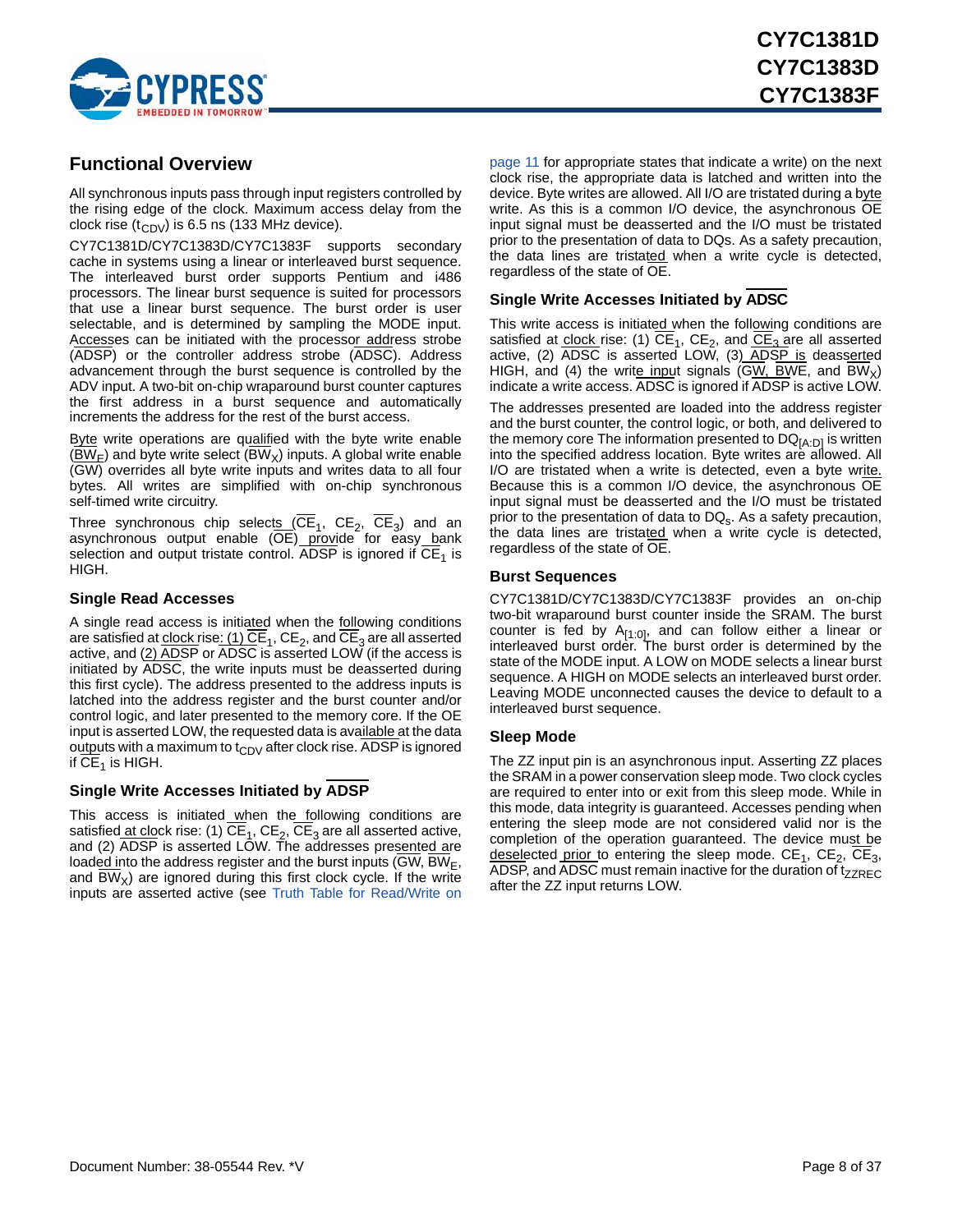## Functional Overview

All synchronous inputs pass through input registers controlled by the rising edge of the clock. Maximum access delay from the clock rise ($t_{CDV}$) is 6.5 ns (133 MHz device).

CY7C1381D/CY7C1383D/CY7C1383F supports secondary cache in systems using a linear or interleaved burst sequence. The interleaved burst order supports Pentium and i486 processors. The linear burst sequence is suited for processors that use a linear burst sequence. The burst order is user selectable, and is determined by sampling the MODE input. Accesses can be initiated with the processor address strobe (ADSP) or the controller address strobe (ADSC). Address advancement through the burst sequence is controlled by the ADV input. A two-bit on-chip wraparound burst counter captures the first address in a burst sequence and automatically increments the address for the rest of the burst access.

Byte write operations are qualified with the byte write enable ($\overline{BW_E}$) and byte write select ($\overline{BW_X}$) inputs. A global write enable (GW) overrides all byte write inputs and writes data to all four bytes. All writes are simplified with on-chip synchronous self-timed write circuitry.

Three synchronous chip selects ($\overline{CE_1}$, $CE_2$, $\overline{CE_3}$) and an asynchronous output enable ($\overline{OE}$) provide for easy bank selection and output tristate control. $\overline{ADSP}$ is ignored if $\overline{CE_1}$ is HIGH.

### Single Read Accesses

A single read access is initiated when the following conditions are satisfied at clock rise: (1) $\overline{CE_1}$, $CE_2$, and $\overline{CE_3}$ are all asserted active, and (2) $\overline{ADSP}$ or $\overline{ADSC}$ is asserted LOW (if the access is initiated by $\overline{ADSC}$, the write inputs must be deasserted during this first cycle). The address presented to the address inputs is latched into the address register and the burst counter and/or control logic, and later presented to the memory core. If the OE input is asserted LOW, the requested data is available at the data outputs with a maximum to $t_{CDV}$ after clock rise. $\overline{ADSP}$ is ignored if $\overline{CE_1}$ is HIGH.

### Single Write Accesses Initiated by $\overline{ADSP}$

This access is initiated when the following conditions are satisfied at clock rise: (1) $\overline{CE_1}$, $CE_2$, $\overline{CE_3}$ are all asserted active, and (2) $\overline{ADSP}$ is asserted LOW. The addresses presented are loaded into the address register and the burst inputs ($\overline{GW}$, $\overline{BW_E}$, and $\overline{BW_X}$) are ignored during this first clock cycle. If the write inputs are asserted active (see Truth Table for Read/Write on page 11 for appropriate states that indicate a write) on the next clock rise, the appropriate data is latched and written into the device. Byte writes are allowed. All I/O are tristated during a byte write. As this is a common I/O device, the asynchronous $\overline{OE}$ input signal must be deasserted and the I/O must be tristated prior to the presentation of data to DQs. As a safety precaution, the data lines are tristated when a write cycle is detected, regardless of the state of $\overline{OE}$.

### Single Write Accesses Initiated by $\overline{ADSC}$

This write access is initiated when the following conditions are satisfied at clock rise: (1) $\overline{CE_1}$, $CE_2$, and $\overline{CE_3}$ are all asserted active, (2) $\overline{ADSC}$ is asserted LOW, (3) $\overline{ADSP}$ is deasserted HIGH, and (4) the write input signals ($\overline{GW}$, $\overline{BWE}$, and $\overline{BW_X}$) indicate a write access. $\overline{ADSC}$ is ignored if $\overline{ADSP}$ is active LOW.

The addresses presented are loaded into the address register and the burst counter, the control logic, or both, and delivered to the memory core The information presented to $DQ_{[A:D]}$ is written into the specified address location. Byte writes are allowed. All I/O are tristated when a write is detected, even a byte write. Because this is a common I/O device, the asynchronous $\overline{OE}$ input signal must be deasserted and the I/O must be tristated prior to the presentation of data to $DQ_s$. As a safety precaution, the data lines are tristated when a write cycle is detected, regardless of the state of $\overline{OE}$.

### Burst Sequences

CY7C1381D/CY7C1383D/CY7C1383F provides an on-chip two-bit wraparound burst counter inside the SRAM. The burst counter is fed by $A_{[1:0]}$, and can follow either a linear or interleaved burst order. The burst order is determined by the state of the MODE input. A LOW on MODE selects a linear burst sequence. A HIGH on MODE selects an interleaved burst order. Leaving MODE unconnected causes the device to default to a interleaved burst sequence.

### Sleep Mode

The ZZ input pin is an asynchronous input. Asserting ZZ places the SRAM in a power conservation sleep mode. Two clock cycles are required to enter into or exit from this sleep mode. While in this mode, data integrity is guaranteed. Accesses pending when entering the sleep mode are not considered valid nor is the completion of the operation guaranteed. The device must be deselected prior to entering the sleep mode. $CE_1$, $CE_2$, $\overline{CE_3}$, $\overline{ADSP}$, and $\overline{ADSC}$ must remain inactive for the duration of $t_{ZZREC}$ after the ZZ input returns LOW.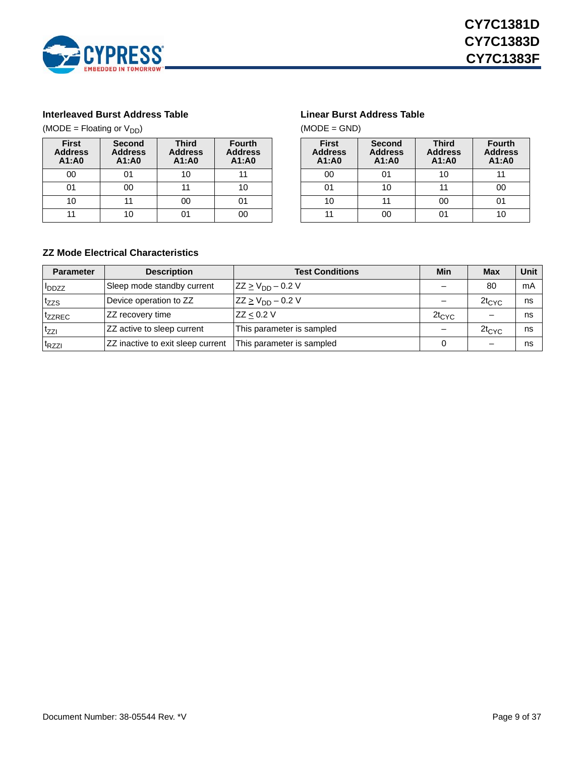### Interleaved Burst Address Table

(MODE = Floating or $V_{DD}$)

| First Address A1:A0 | Second Address A1:A0 | Third Address A1:A0 | Fourth Address A1:A0 |
|---|---|---|---|
| 00 | 01 | 10 | 11 |
| 01 | 00 | 11 | 10 |
| 10 | 11 | 00 | 01 |
| 11 | 10 | 01 | 00 |

### Linear Burst Address Table

(MODE = GND)

| First Address A1:A0 | Second Address A1:A0 | Third Address A1:A0 | Fourth Address A1:A0 |
|---|---|---|---|
| 00 | 01 | 10 | 11 |
| 01 | 10 | 11 | 00 |
| 10 | 11 | 00 | 01 |
| 11 | 00 | 01 | 10 |

### ZZ Mode Electrical Characteristics

| Parameter | Description | Test Conditions | Min | Max | Unit |
|---|---|---|---|---|---|
| $I_{DDZZ}$ | Sleep mode standby current | $ZZ \geq V_{DD} - 0.2$ V | – | 80 | mA |
| $t_{ZZS}$ | Device operation to ZZ | $ZZ \geq V_{DD} - 0.2$ V | – | $2t_{CYC}$ | ns |
| $t_{ZZREC}$ | ZZ recovery time | $ZZ \leq 0.2$ V | $2t_{CYC}$ | – | ns |
| $t_{ZZI}$ | ZZ active to sleep current | This parameter is sampled | – | $2t_{CYC}$ | ns |
| $t_{RZZI}$ | ZZ inactive to exit sleep current | This parameter is sampled | 0 | – | ns |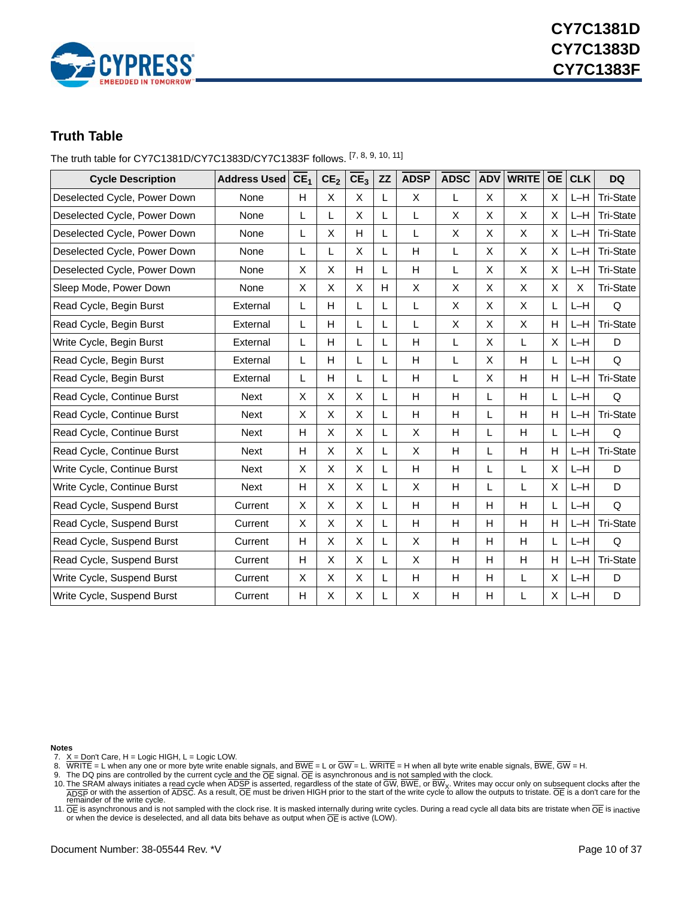## Truth Table

The truth table for CY7C1381D/CY7C1383D/CY7C1383F follows. [7, 8, 9, 10, 11]

| Cycle Description | Address Used | $\overline{CE_1}$ | $CE_2$ | $\overline{CE_3}$ | ZZ | $\overline{ADSP}$ | $\overline{ADSC}$ | $\overline{ADV}$ | $\overline{WRITE}$ | $\overline{OE}$ | CLK | DQ |
|---|---|---|---|---|---|---|---|---|---|---|---|---|
| Deselected Cycle, Power Down | None | H | X | X | L | X | L | X | X | X | L–H | Tri-State |
| Deselected Cycle, Power Down | None | L | L | X | L | L | X | X | X | X | L–H | Tri-State |
| Deselected Cycle, Power Down | None | L | X | H | L | L | X | X | X | X | L–H | Tri-State |
| Deselected Cycle, Power Down | None | L | L | X | L | H | L | X | X | X | L–H | Tri-State |
| Deselected Cycle, Power Down | None | X | X | H | L | H | L | X | X | X | L–H | Tri-State |
| Sleep Mode, Power Down | None | X | X | X | H | X | X | X | X | X | X | Tri-State |
| Read Cycle, Begin Burst | External | L | H | L | L | L | X | X | X | L | L–H | Q |
| Read Cycle, Begin Burst | External | L | H | L | L | L | X | X | X | H | L–H | Tri-State |
| Write Cycle, Begin Burst | External | L | H | L | L | H | L | X | L | X | L–H | D |
| Read Cycle, Begin Burst | External | L | H | L | L | H | L | X | H | L | L–H | Q |
| Read Cycle, Begin Burst | External | L | H | L | L | H | L | X | H | H | L–H | Tri-State |
| Read Cycle, Continue Burst | Next | X | X | X | L | H | H | L | H | L | L–H | Q |
| Read Cycle, Continue Burst | Next | X | X | X | L | H | H | L | H | H | L–H | Tri-State |
| Read Cycle, Continue Burst | Next | H | X | X | L | X | H | L | H | L | L–H | Q |
| Read Cycle, Continue Burst | Next | H | X | X | L | X | H | L | H | H | L–H | Tri-State |
| Write Cycle, Continue Burst | Next | X | X | X | L | H | H | L | L | X | L–H | D |
| Write Cycle, Continue Burst | Next | H | X | X | L | X | H | L | L | X | L–H | D |
| Read Cycle, Suspend Burst | Current | X | X | X | L | H | H | H | H | L | L–H | Q |
| Read Cycle, Suspend Burst | Current | X | X | X | L | H | H | H | H | H | L–H | Tri-State |
| Read Cycle, Suspend Burst | Current | H | X | X | L | X | H | H | H | L | L–H | Q |
| Read Cycle, Suspend Burst | Current | H | X | X | L | X | H | H | H | H | L–H | Tri-State |
| Write Cycle, Suspend Burst | Current | X | X | X | L | H | H | H | L | X | L–H | D |
| Write Cycle, Suspend Burst | Current | H | X | X | L | X | H | H | L | X | L–H | D |

**Notes**

7. X = Don't Care, H = Logic HIGH, L = Logic LOW.
8. $\overline{WRITE}$ = L when any one or more byte write enable signals, and $\overline{BWE}$ = L or $\overline{GW}$ = L. $\overline{WRITE}$ = H when all byte write enable signals, $\overline{BWE}$, $\overline{GW}$ = H.
9. The DQ pins are controlled by the current cycle and the $\overline{OE}$ signal. $\overline{OE}$ is asynchronous and is not sampled with the clock.
10. The SRAM always initiates a read cycle when $\overline{ADSP}$ is asserted, regardless of the state of $\overline{GW}$, $\overline{BWE}$, or $\overline{BW_X}$. Writes may occur only on subsequent clocks after the $\overline{ADSP}$ or with the assertion of $\overline{ADSC}$. As a result, $\overline{OE}$ must be driven HIGH prior to the start of the write cycle to allow the outputs to tristate. $\overline{OE}$ is a don't care for the remainder of the write cycle.
11. $\overline{OE}$ is asynchronous and is not sampled with the clock rise. It is masked internally during write cycles. During a read cycle all data bits are tristate when $\overline{OE}$ is inactive or when the device is deselected, and all data bits behave as output when $\overline{OE}$ is active (LOW).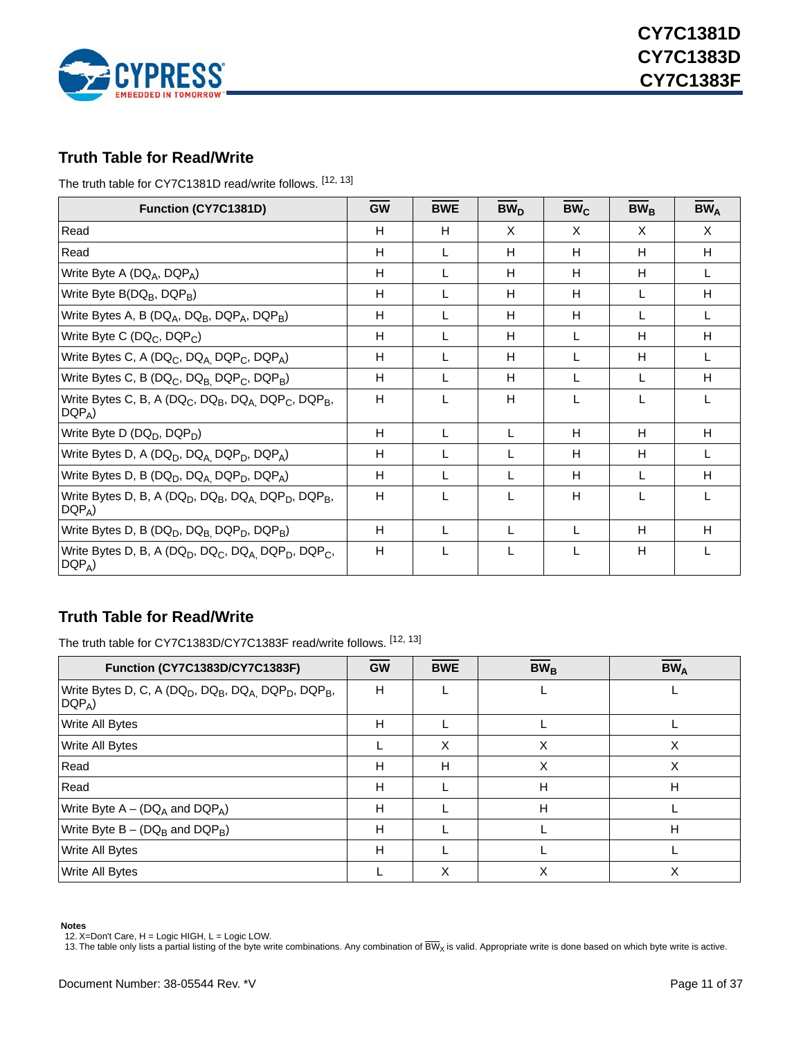## Truth Table for Read/Write

The truth table for CY7C1381D read/write follows. [12, 13]

| Function (CY7C1381D) | $\overline{GW}$ | $\overline{BWE}$ | $\overline{BW}_D$ | $\overline{BW}_C$ | $\overline{BW}_B$ | $\overline{BW}_A$ |
|---|---|---|---|---|---|---|
| Read | H | H | X | X | X | X |
| Read | H | L | H | H | H | H |
| Write Byte A ($DQ_A$, $DQP_A$) | H | L | H | H | H | L |
| Write Byte B($DQ_B$, $DQP_B$) | H | L | H | H | L | H |
| Write Bytes A, B ($DQ_A$, $DQ_B$, $DQP_A$, $DQP_B$) | H | L | H | H | L | L |
| Write Byte C ($DQ_C$, $DQP_C$) | H | L | H | L | H | H |
| Write Bytes C, A ($DQ_C$, $DQ_A$, $DQP_C$, $DQP_A$) | H | L | H | L | H | L |
| Write Bytes C, B ($DQ_C$, $DQ_B$, $DQP_C$, $DQP_B$) | H | L | H | L | L | H |
| Write Bytes C, B, A ($DQ_C$, $DQ_B$, $DQ_A$, $DQP_C$, $DQP_B$, $DQP_A$) | H | L | H | L | L | L |
| Write Byte D ($DQ_D$, $DQP_D$) | H | L | L | H | H | H |
| Write Bytes D, A ($DQ_D$, $DQ_A$, $DQP_D$, $DQP_A$) | H | L | L | H | H | L |
| Write Bytes D, B ($DQ_D$, $DQ_A$, $DQP_D$, $DQP_A$) | H | L | L | H | L | H |
| Write Bytes D, B, A ($DQ_D$, $DQ_B$, $DQ_A$, $DQP_D$, $DQP_B$, $DQP_A$) | H | L | L | H | L | L |
| Write Bytes D, B ($DQ_D$, $DQ_B$, $DQP_C$, $DQP_B$) | H | L | L | L | H | H |
| Write Bytes D, B, A ($DQ_D$, $DQ_C$, $DQ_A$, $DQP_D$, $DQP_C$, $DQP_A$) | H | L | L | L | H | L |

## Truth Table for Read/Write

The truth table for CY7C1383D/CY7C1383F read/write follows. [12, 13]

| Function (CY7C1383D/CY7C1383F) | $\overline{GW}$ | $\overline{BWE}$ | $\overline{BW}_B$ | $\overline{BW}_A$ |
|---|---|---|---|---|
| Write Bytes D, C, A ($DQ_D$, $DQ_B$, $DQ_A$, $DQP_D$, $DQP_B$, $DQP_A$) | H | L | L | L |
| Write All Bytes | H | L | L | L |
| Write All Bytes | L | X | X | X |
| Read | H | H | X | X |
| Read | H | L | H | H |
| Write Byte A – ($DQ_A$ and $DQP_A$) | H | L | H | L |
| Write Byte B – ($DQ_B$ and $DQP_B$) | H | L | L | H |
| Write All Bytes | H | L | L | L |
| Write All Bytes | L | X | X | X |

**Notes**

12. X=Don't Care, H = Logic HIGH, L = Logic LOW.
13. The table only lists a partial listing of the byte write combinations. Any combination of $\overline{BW}_X$ is valid. Appropriate write is done based on which byte write is active.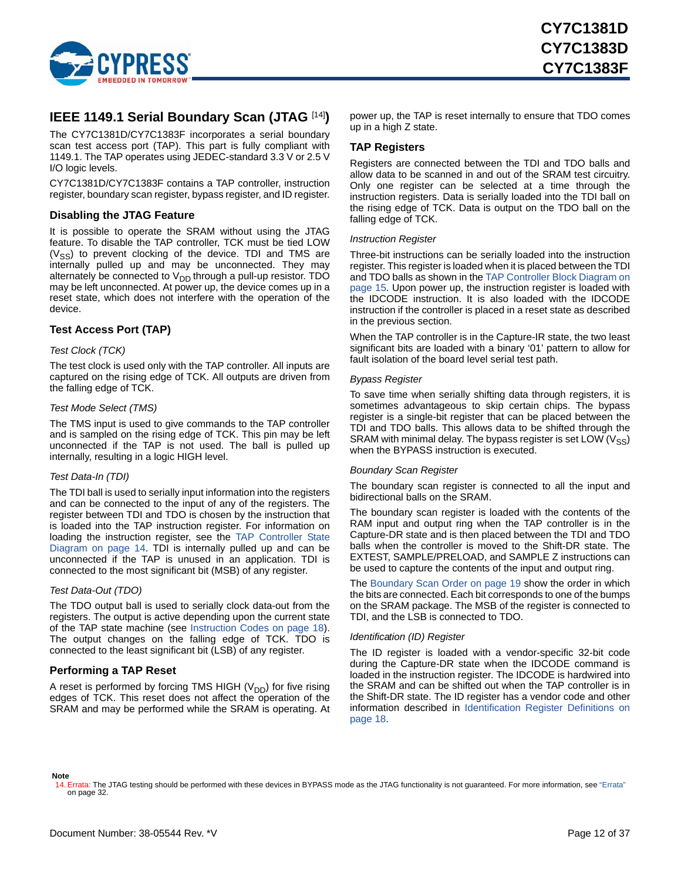## IEEE 1149.1 Serial Boundary Scan (JTAG [14])

The CY7C1381D/CY7C1383F incorporates a serial boundary scan test access port (TAP). This part is fully compliant with 1149.1. The TAP operates using JEDEC-standard 3.3 V or 2.5 V I/O logic levels.

CY7C1381D/CY7C1383F contains a TAP controller, instruction register, boundary scan register, bypass register, and ID register.

### Disabling the JTAG Feature

It is possible to operate the SRAM without using the JTAG feature. To disable the TAP controller, TCK must be tied LOW ($V_{SS}$) to prevent clocking of the device. TDI and TMS are internally pulled up and may be unconnected. They may alternately be connected to $V_{DD}$ through a pull-up resistor. TDO may be left unconnected. At power up, the device comes up in a reset state, which does not interfere with the operation of the device.

### Test Access Port (TAP)

*Test Clock (TCK)*

The test clock is used only with the TAP controller. All inputs are captured on the rising edge of TCK. All outputs are driven from the falling edge of TCK.

*Test Mode Select (TMS)*

The TMS input is used to give commands to the TAP controller and is sampled on the rising edge of TCK. This pin may be left unconnected if the TAP is not used. The ball is pulled up internally, resulting in a logic HIGH level.

*Test Data-In (TDI)*

The TDI ball is used to serially input information into the registers and can be connected to the input of any of the registers. The register between TDI and TDO is chosen by the instruction that is loaded into the TAP instruction register. For information on loading the instruction register, see the TAP Controller State Diagram on page 14. TDI is internally pulled up and can be unconnected if the TAP is unused in an application. TDI is connected to the most significant bit (MSB) of any register.

*Test Data-Out (TDO)*

The TDO output ball is used to serially clock data-out from the registers. The output is active depending upon the current state of the TAP state machine (see Instruction Codes on page 18). The output changes on the falling edge of TCK. TDO is connected to the least significant bit (LSB) of any register.

### Performing a TAP Reset

A reset is performed by forcing TMS HIGH ($V_{DD}$) for five rising edges of TCK. This reset does not affect the operation of the SRAM and may be performed while the SRAM is operating. At power up, the TAP is reset internally to ensure that TDO comes up in a high Z state.

### TAP Registers

Registers are connected between the TDI and TDO balls and allow data to be scanned in and out of the SRAM test circuitry. Only one register can be selected at a time through the instruction registers. Data is serially loaded into the TDI ball on the rising edge of TCK. Data is output on the TDO ball on the falling edge of TCK.

*Instruction Register*

Three-bit instructions can be serially loaded into the instruction register. This register is loaded when it is placed between the TDI and TDO balls as shown in the TAP Controller Block Diagram on page 15. Upon power up, the instruction register is loaded with the IDCODE instruction. It is also loaded with the IDCODE instruction if the controller is placed in a reset state as described in the previous section.

When the TAP controller is in the Capture-IR state, the two least significant bits are loaded with a binary '01' pattern to allow for fault isolation of the board level serial test path.

*Bypass Register*

To save time when serially shifting data through registers, it is sometimes advantageous to skip certain chips. The bypass register is a single-bit register that can be placed between the TDI and TDO balls. This allows data to be shifted through the SRAM with minimal delay. The bypass register is set LOW ($V_{SS}$) when the BYPASS instruction is executed.

*Boundary Scan Register*

The boundary scan register is connected to all the input and bidirectional balls on the SRAM.

The boundary scan register is loaded with the contents of the RAM input and output ring when the TAP controller is in the Capture-DR state and is then placed between the TDI and TDO balls when the controller is moved to the Shift-DR state. The EXTEST, SAMPLE/PRELOAD, and SAMPLE Z instructions can be used to capture the contents of the input and output ring.

The Boundary Scan Order on page 19 show the order in which the bits are connected. Each bit corresponds to one of the bumps on the SRAM package. The MSB of the register is connected to TDI, and the LSB is connected to TDO.

*Identification (ID) Register*

The ID register is loaded with a vendor-specific 32-bit code during the Capture-DR state when the IDCODE command is loaded in the instruction register. The IDCODE is hardwired into the SRAM and can be shifted out when the TAP controller is in the Shift-DR state. The ID register has a vendor code and other information described in Identification Register Definitions on page 18.

**Note**

14. Errata: The JTAG testing should be performed with these devices in BYPASS mode as the JTAG functionality is not guaranteed. For more information, see "Errata" on page 32.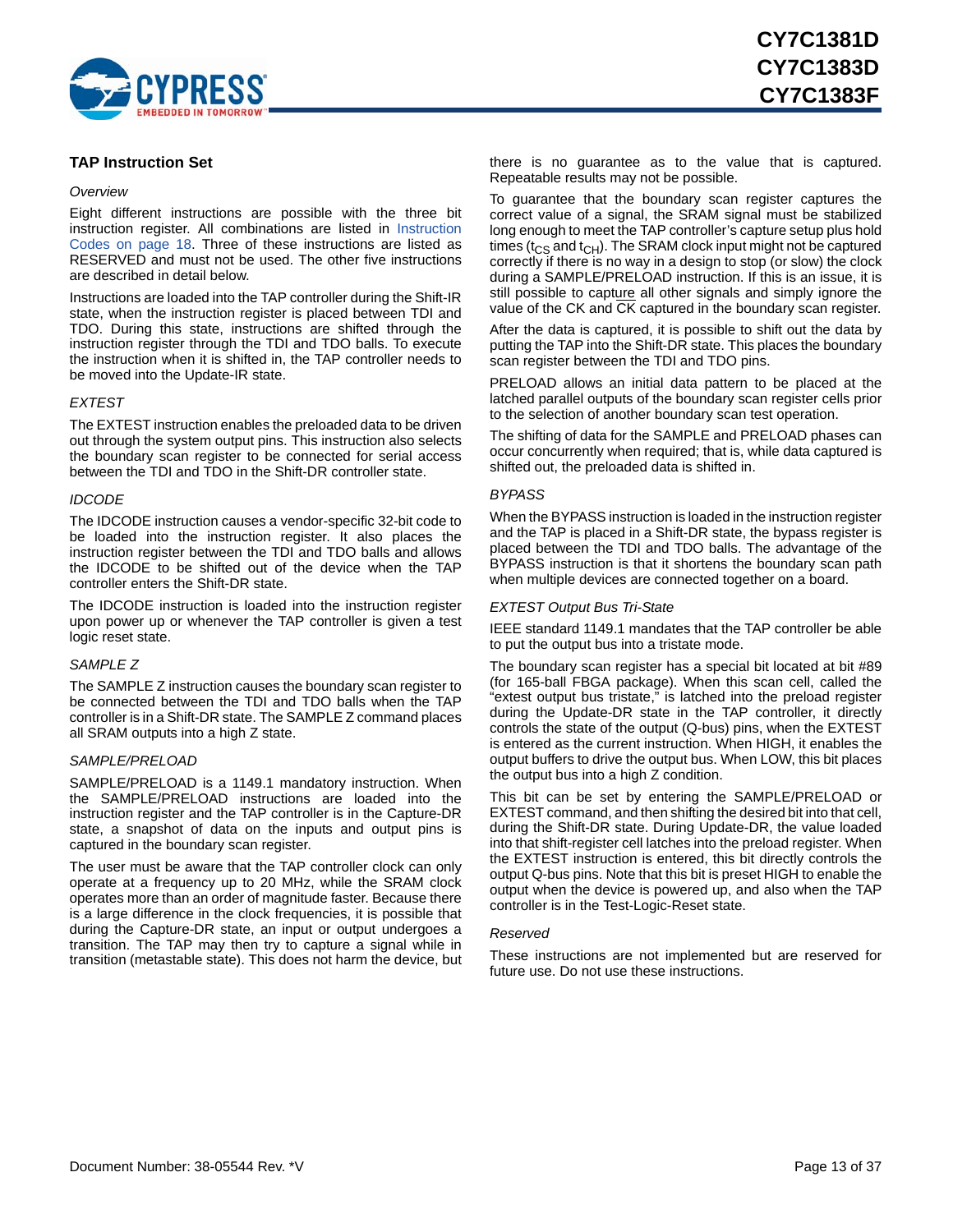## TAP Instruction Set

*Overview*

Eight different instructions are possible with the three bit instruction register. All combinations are listed in Instruction Codes on page 18. Three of these instructions are listed as RESERVED and must not be used. The other five instructions are described in detail below.

Instructions are loaded into the TAP controller during the Shift-IR state, when the instruction register is placed between TDI and TDO. During this state, instructions are shifted through the instruction register through the TDI and TDO balls. To execute the instruction when it is shifted in, the TAP controller needs to be moved into the Update-IR state.

*EXTEST*

The EXTEST instruction enables the preloaded data to be driven out through the system output pins. This instruction also selects the boundary scan register to be connected for serial access between the TDI and TDO in the Shift-DR controller state.

*IDCODE*

The IDCODE instruction causes a vendor-specific 32-bit code to be loaded into the instruction register. It also places the instruction register between the TDI and TDO balls and allows the IDCODE to be shifted out of the device when the TAP controller enters the Shift-DR state.

The IDCODE instruction is loaded into the instruction register upon power up or whenever the TAP controller is given a test logic reset state.

*SAMPLE Z*

The SAMPLE Z instruction causes the boundary scan register to be connected between the TDI and TDO balls when the TAP controller is in a Shift-DR state. The SAMPLE Z command places all SRAM outputs into a high Z state.

*SAMPLE/PRELOAD*

SAMPLE/PRELOAD is a 1149.1 mandatory instruction. When the SAMPLE/PRELOAD instructions are loaded into the instruction register and the TAP controller is in the Capture-DR state, a snapshot of data on the inputs and output pins is captured in the boundary scan register.

The user must be aware that the TAP controller clock can only operate at a frequency up to 20 MHz, while the SRAM clock operates more than an order of magnitude faster. Because there is a large difference in the clock frequencies, it is possible that during the Capture-DR state, an input or output undergoes a transition. The TAP may then try to capture a signal while in transition (metastable state). This does not harm the device, but there is no guarantee as to the value that is captured. Repeatable results may not be possible.

To guarantee that the boundary scan register captures the correct value of a signal, the SRAM signal must be stabilized long enough to meet the TAP controller's capture setup plus hold times ($t_{CS}$ and $t_{CH}$). The SRAM clock input might not be captured correctly if there is no way in a design to stop (or slow) the clock during a SAMPLE/PRELOAD instruction. If this is an issue, it is still possible to capture all other signals and simply ignore the value of the CK and $\overline{CK}$ captured in the boundary scan register.

After the data is captured, it is possible to shift out the data by putting the TAP into the Shift-DR state. This places the boundary scan register between the TDI and TDO pins.

PRELOAD allows an initial data pattern to be placed at the latched parallel outputs of the boundary scan register cells prior to the selection of another boundary scan test operation.

The shifting of data for the SAMPLE and PRELOAD phases can occur concurrently when required; that is, while data captured is shifted out, the preloaded data is shifted in.

*BYPASS*

When the BYPASS instruction is loaded in the instruction register and the TAP is placed in a Shift-DR state, the bypass register is placed between the TDI and TDO balls. The advantage of the BYPASS instruction is that it shortens the boundary scan path when multiple devices are connected together on a board.

*EXTEST Output Bus Tri-State*

IEEE standard 1149.1 mandates that the TAP controller be able to put the output bus into a tristate mode.

The boundary scan register has a special bit located at bit #89 (for 165-ball FBGA package). When this scan cell, called the "extest output bus tristate," is latched into the preload register during the Update-DR state in the TAP controller, it directly controls the state of the output (Q-bus) pins, when the EXTEST is entered as the current instruction. When HIGH, it enables the output buffers to drive the output bus. When LOW, this bit places the output bus into a high Z condition.

This bit can be set by entering the SAMPLE/PRELOAD or EXTEST command, and then shifting the desired bit into that cell, during the Shift-DR state. During Update-DR, the value loaded into that shift-register cell latches into the preload register. When the EXTEST instruction is entered, this bit directly controls the output Q-bus pins. Note that this bit is preset HIGH to enable the output when the device is powered up, and also when the TAP controller is in the Test-Logic-Reset state.

*Reserved*

These instructions are not implemented but are reserved for future use. Do not use these instructions.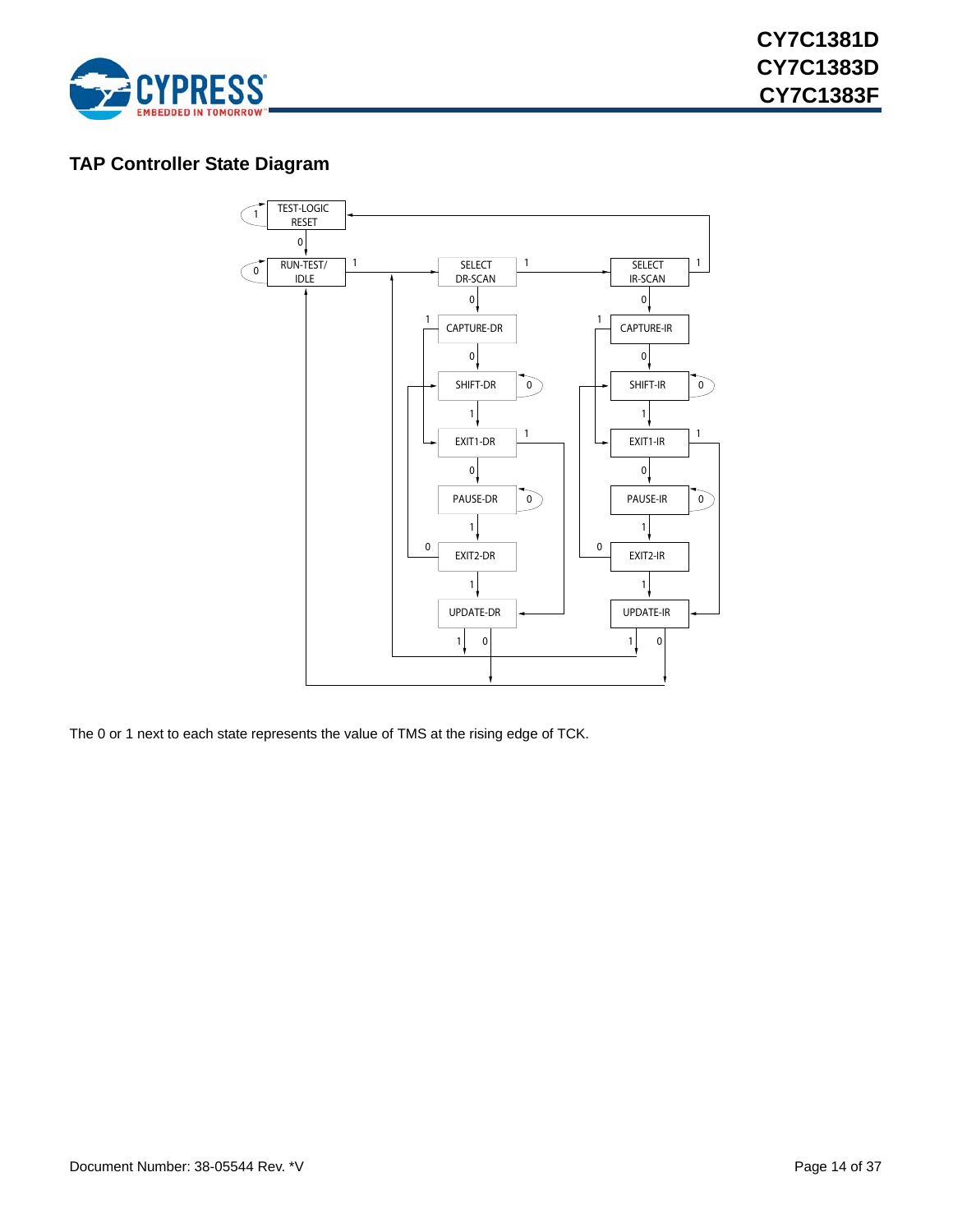## TAP Controller State Diagram

The 0 or 1 next to each state represents the value of TMS at the rising edge of TCK.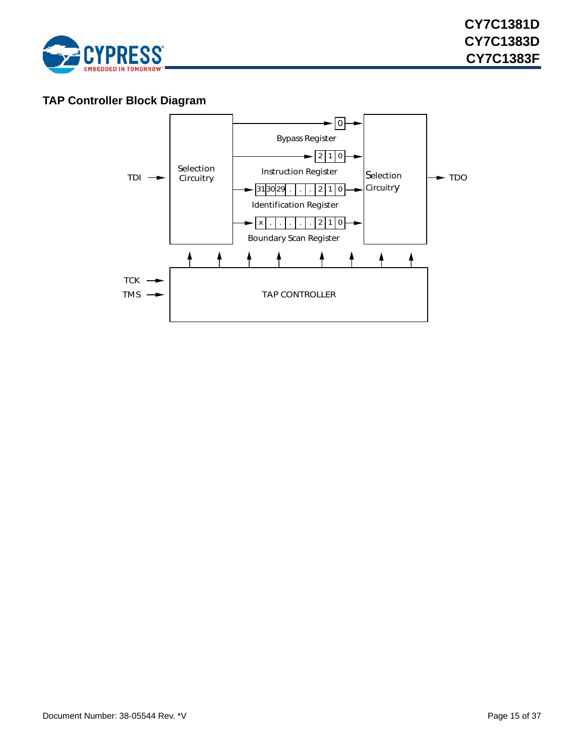## TAP Controller Block Diagram

TDI → Selection Circuitry

Bypass Register: 0

Instruction Register: 2 | 1 | 0

Identification Register: 31 | 30 | 29 | . | . | . | 2 | 1 | 0

Boundary Scan Register: x | . | . | . | . | . | 2 | 1 | 0

Selection Circuitry → TDO

TCK →
TMS →

TAP CONTROLLER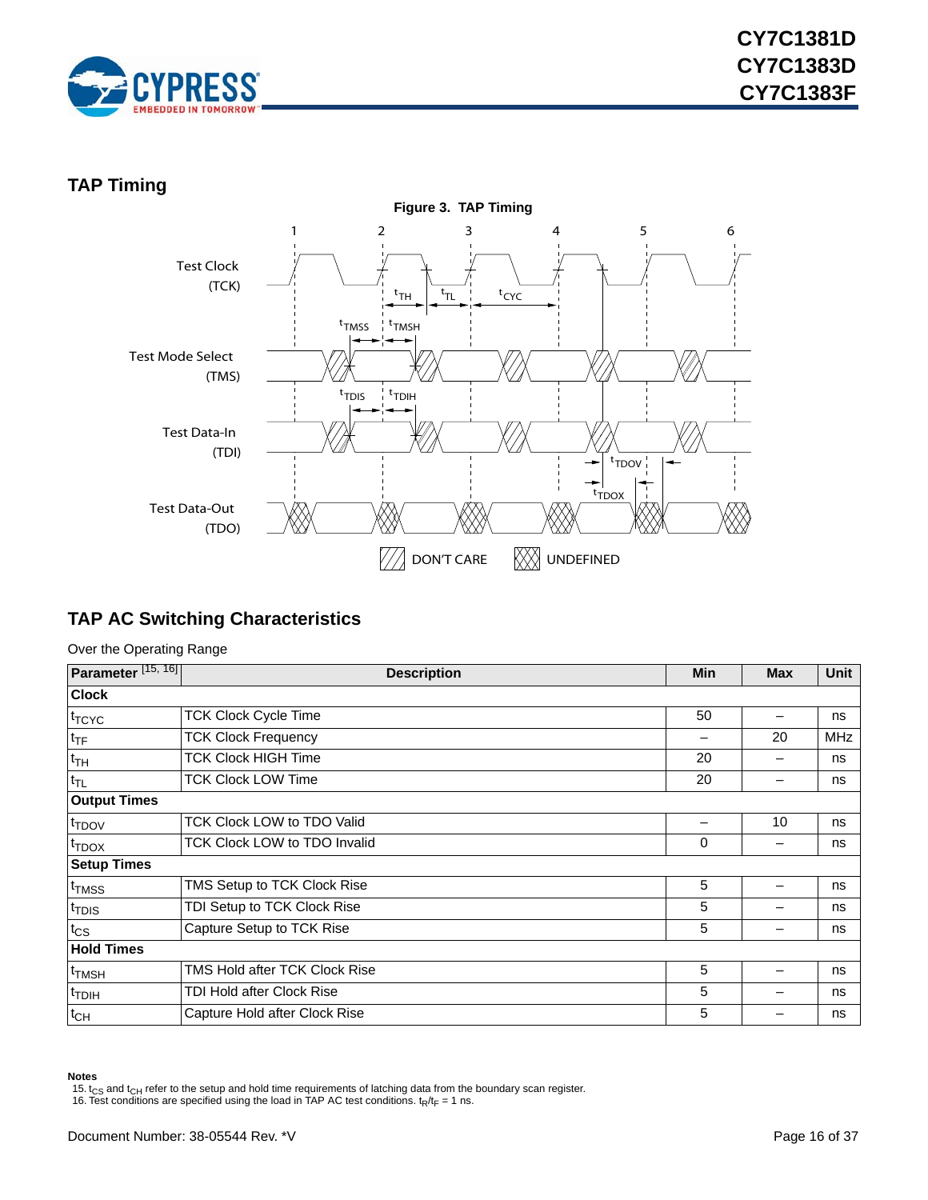## TAP Timing

**Figure 3. TAP Timing**

## TAP AC Switching Characteristics

Over the Operating Range

| Parameter [15, 16] | Description | Min | Max | Unit |
|---|---|---|---|---|
| **Clock** | | | | |
| $t_{TCYC}$ | TCK Clock Cycle Time | 50 | – | ns |
| $t_{TF}$ | TCK Clock Frequency | – | 20 | MHz |
| $t_{TH}$ | TCK Clock HIGH Time | 20 | – | ns |
| $t_{TL}$ | TCK Clock LOW Time | 20 | – | ns |
| **Output Times** | | | | |
| $t_{TDOV}$ | TCK Clock LOW to TDO Valid | – | 10 | ns |
| $t_{TDOX}$ | TCK Clock LOW to TDO Invalid | 0 | – | ns |
| **Setup Times** | | | | |
| $t_{TMSS}$ | TMS Setup to TCK Clock Rise | 5 | – | ns |
| $t_{TDIS}$ | TDI Setup to TCK Clock Rise | 5 | – | ns |
| $t_{CS}$ | Capture Setup to TCK Rise | 5 | – | ns |
| **Hold Times** | | | | |
| $t_{TMSH}$ | TMS Hold after TCK Clock Rise | 5 | – | ns |
| $t_{TDIH}$ | TDI Hold after Clock Rise | 5 | – | ns |
| $t_{CH}$ | Capture Hold after Clock Rise | 5 | – | ns |

**Notes**

15. $t_{CS}$ and $t_{CH}$ refer to the setup and hold time requirements of latching data from the boundary scan register.
16. Test conditions are specified using the load in TAP AC test conditions. $t_R/t_F$ = 1 ns.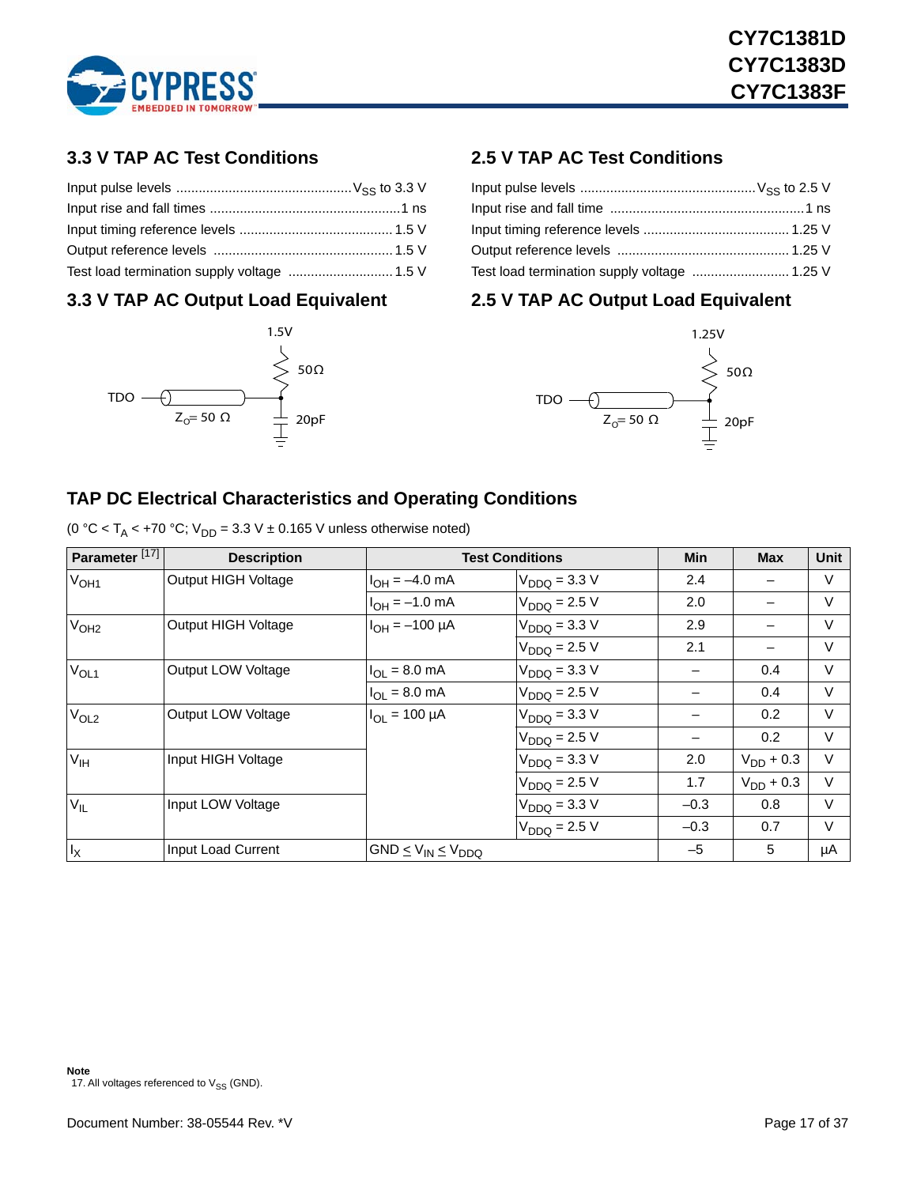## 3.3 V TAP AC Test Conditions

Input pulse levels ............................................... $V_{SS}$ to 3.3 V
Input rise and fall times ..................................................1 ns
Input timing reference levels ......................................... 1.5 V
Output reference levels ................................................ 1.5 V
Test load termination supply voltage ............................ 1.5 V

## 3.3 V TAP AC Output Load Equivalent

1.5V

50Ω

TDO

$Z_O$= 50 Ω

20pF

## 2.5 V TAP AC Test Conditions

Input pulse levels ............................................... $V_{SS}$ to 2.5 V
Input rise and fall time ...................................................1 ns
Input timing reference levels ....................................... 1.25 V
Output reference levels .............................................. 1.25 V
Test load termination supply voltage .......................... 1.25 V

## 2.5 V TAP AC Output Load Equivalent

1.25V

50Ω

TDO

$Z_O$= 50 Ω

20pF

## TAP DC Electrical Characteristics and Operating Conditions

(0 °C < $T_A$ < +70 °C; $V_{DD}$ = 3.3 V ± 0.165 V unless otherwise noted)

| Parameter [17] | Description | Test Conditions | | Min | Max | Unit |
|---|---|---|---|---|---|---|
| $V_{OH1}$ | Output HIGH Voltage | $I_{OH}$ = –4.0 mA | $V_{DDQ}$ = 3.3 V | 2.4 | – | V |
| | | $I_{OH}$ = –1.0 mA | $V_{DDQ}$ = 2.5 V | 2.0 | – | V |
| $V_{OH2}$ | Output HIGH Voltage | $I_{OH}$ = –100 µA | $V_{DDQ}$ = 3.3 V | 2.9 | – | V |
| | | | $V_{DDQ}$ = 2.5 V | 2.1 | – | V |
| $V_{OL1}$ | Output LOW Voltage | $I_{OL}$ = 8.0 mA | $V_{DDQ}$ = 3.3 V | – | 0.4 | V |
| | | $I_{OL}$ = 8.0 mA | $V_{DDQ}$ = 2.5 V | – | 0.4 | V |
| $V_{OL2}$ | Output LOW Voltage | $I_{OL}$ = 100 µA | $V_{DDQ}$ = 3.3 V | – | 0.2 | V |
| | | | $V_{DDQ}$ = 2.5 V | – | 0.2 | V |
| $V_{IH}$ | Input HIGH Voltage | | $V_{DDQ}$ = 3.3 V | 2.0 | $V_{DD}$ + 0.3 | V |
| | | | $V_{DDQ}$ = 2.5 V | 1.7 | $V_{DD}$ + 0.3 | V |
| $V_{IL}$ | Input LOW Voltage | | $V_{DDQ}$ = 3.3 V | –0.3 | 0.8 | V |
| | | | $V_{DDQ}$ = 2.5 V | –0.3 | 0.7 | V |
| $I_X$ | Input Load Current | GND ≤ $V_{IN}$ ≤ $V_{DDQ}$ | | –5 | 5 | µA |

**Note**
17. All voltages referenced to $V_{SS}$ (GND).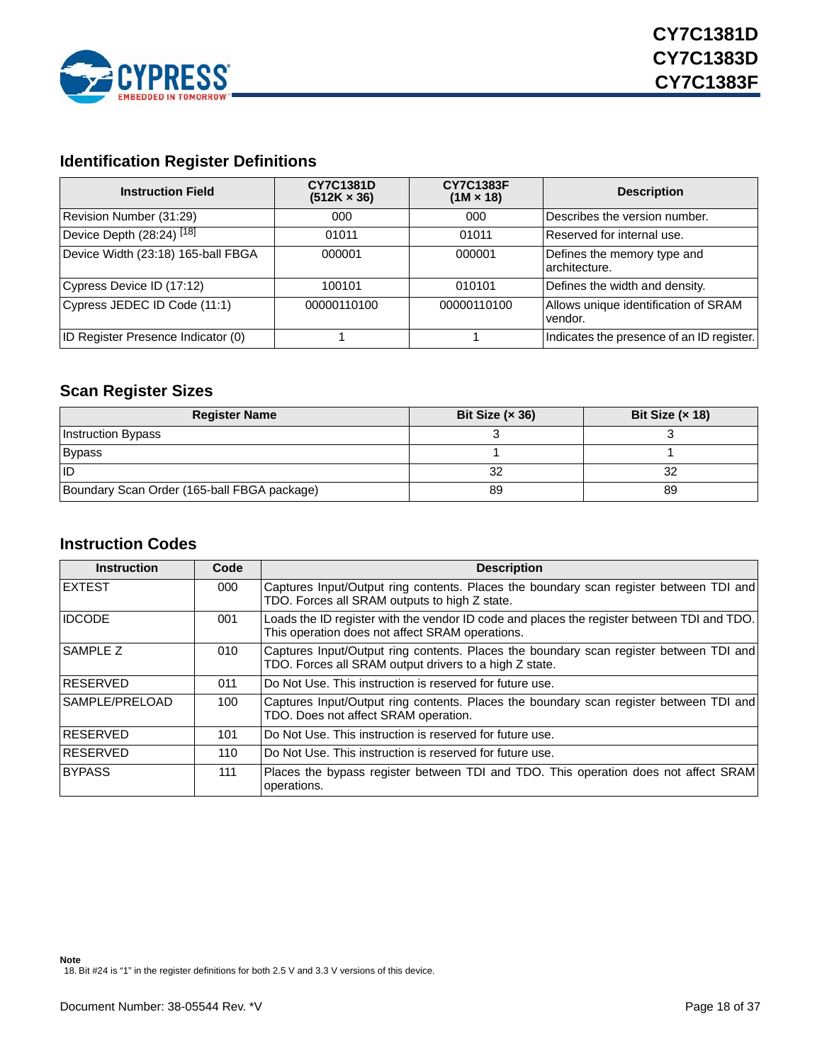## Identification Register Definitions

| Instruction Field | CY7C1381D (512K × 36) | CY7C1383F (1M × 18) | Description |
|---|---|---|---|
| Revision Number (31:29) | 000 | 000 | Describes the version number. |
| Device Depth (28:24) [18] | 01011 | 01011 | Reserved for internal use. |
| Device Width (23:18) 165-ball FBGA | 000001 | 000001 | Defines the memory type and architecture. |
| Cypress Device ID (17:12) | 100101 | 010101 | Defines the width and density. |
| Cypress JEDEC ID Code (11:1) | 00000110100 | 00000110100 | Allows unique identification of SRAM vendor. |
| ID Register Presence Indicator (0) | 1 | 1 | Indicates the presence of an ID register. |

## Scan Register Sizes

| Register Name | Bit Size (× 36) | Bit Size (× 18) |
|---|---|---|
| Instruction Bypass | 3 | 3 |
| Bypass | 1 | 1 |
| ID | 32 | 32 |
| Boundary Scan Order (165-ball FBGA package) | 89 | 89 |

## Instruction Codes

| Instruction | Code | Description |
|---|---|---|
| EXTEST | 000 | Captures Input/Output ring contents. Places the boundary scan register between TDI and TDO. Forces all SRAM outputs to high Z state. |
| IDCODE | 001 | Loads the ID register with the vendor ID code and places the register between TDI and TDO. This operation does not affect SRAM operations. |
| SAMPLE Z | 010 | Captures Input/Output ring contents. Places the boundary scan register between TDI and TDO. Forces all SRAM output drivers to a high Z state. |
| RESERVED | 011 | Do Not Use. This instruction is reserved for future use. |
| SAMPLE/PRELOAD | 100 | Captures Input/Output ring contents. Places the boundary scan register between TDI and TDO. Does not affect SRAM operation. |
| RESERVED | 101 | Do Not Use. This instruction is reserved for future use. |
| RESERVED | 110 | Do Not Use. This instruction is reserved for future use. |
| BYPASS | 111 | Places the bypass register between TDI and TDO. This operation does not affect SRAM operations. |

**Note**

18. Bit #24 is "1" in the register definitions for both 2.5 V and 3.3 V versions of this device.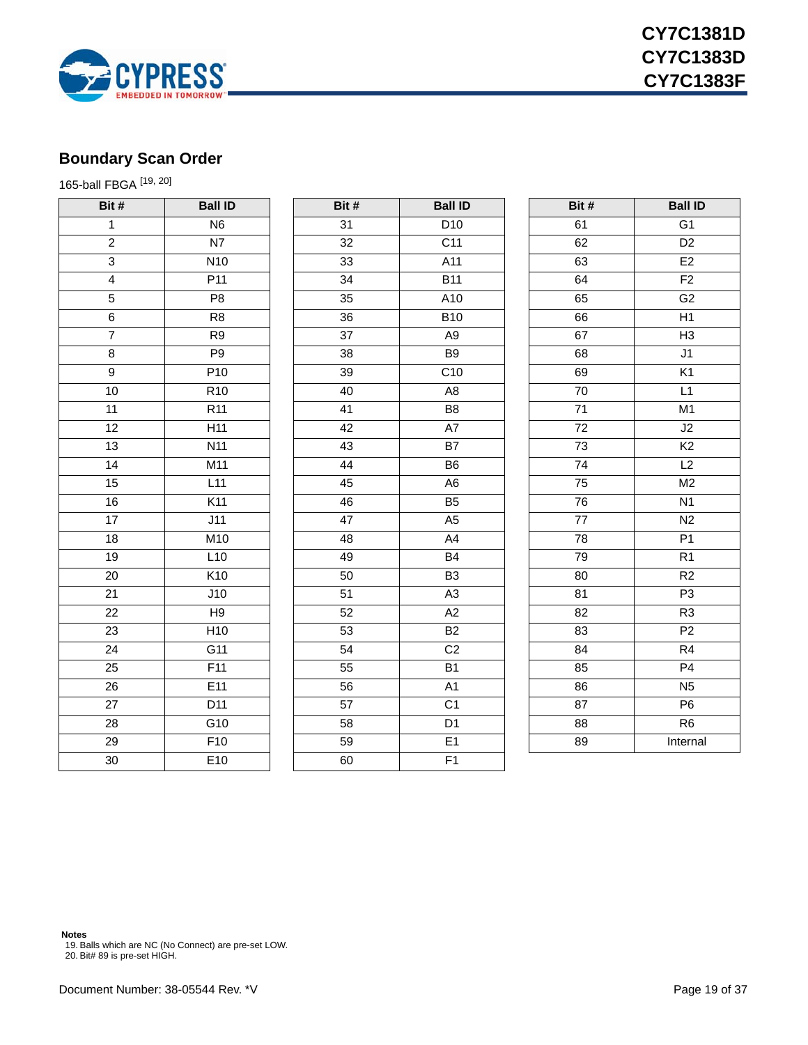## Boundary Scan Order

165-ball FBGA [19, 20]

| Bit # | Ball ID |
|---|---|
| 1 | N6 |
| 2 | N7 |
| 3 | N10 |
| 4 | P11 |
| 5 | P8 |
| 6 | R8 |
| 7 | R9 |
| 8 | P9 |
| 9 | P10 |
| 10 | R10 |
| 11 | R11 |
| 12 | H11 |
| 13 | N11 |
| 14 | M11 |
| 15 | L11 |
| 16 | K11 |
| 17 | J11 |
| 18 | M10 |
| 19 | L10 |
| 20 | K10 |
| 21 | J10 |
| 22 | H9 |
| 23 | H10 |
| 24 | G11 |
| 25 | F11 |
| 26 | E11 |
| 27 | D11 |
| 28 | G10 |
| 29 | F10 |
| 30 | E10 |
| 31 | D10 |
| 32 | C11 |
| 33 | A11 |
| 34 | B11 |
| 35 | A10 |
| 36 | B10 |
| 37 | A9 |
| 38 | B9 |
| 39 | C10 |
| 40 | A8 |
| 41 | B8 |
| 42 | A7 |
| 43 | B7 |
| 44 | B6 |
| 45 | A6 |
| 46 | B5 |
| 47 | A5 |
| 48 | A4 |
| 49 | B4 |
| 50 | B3 |
| 51 | A3 |
| 52 | A2 |
| 53 | B2 |
| 54 | C2 |
| 55 | B1 |
| 56 | A1 |
| 57 | C1 |
| 58 | D1 |
| 59 | E1 |
| 60 | F1 |
| 61 | G1 |
| 62 | D2 |
| 63 | E2 |
| 64 | F2 |
| 65 | G2 |
| 66 | H1 |
| 67 | H3 |
| 68 | J1 |
| 69 | K1 |
| 70 | L1 |
| 71 | M1 |
| 72 | J2 |
| 73 | K2 |
| 74 | L2 |
| 75 | M2 |
| 76 | N1 |
| 77 | N2 |
| 78 | P1 |
| 79 | R1 |
| 80 | R2 |
| 81 | P3 |
| 82 | R3 |
| 83 | P2 |
| 84 | R4 |
| 85 | P4 |
| 86 | N5 |
| 87 | P6 |
| 88 | R6 |
| 89 | Internal |

**Notes**
19. Balls which are NC (No Connect) are pre-set LOW.
20. Bit# 89 is pre-set HIGH.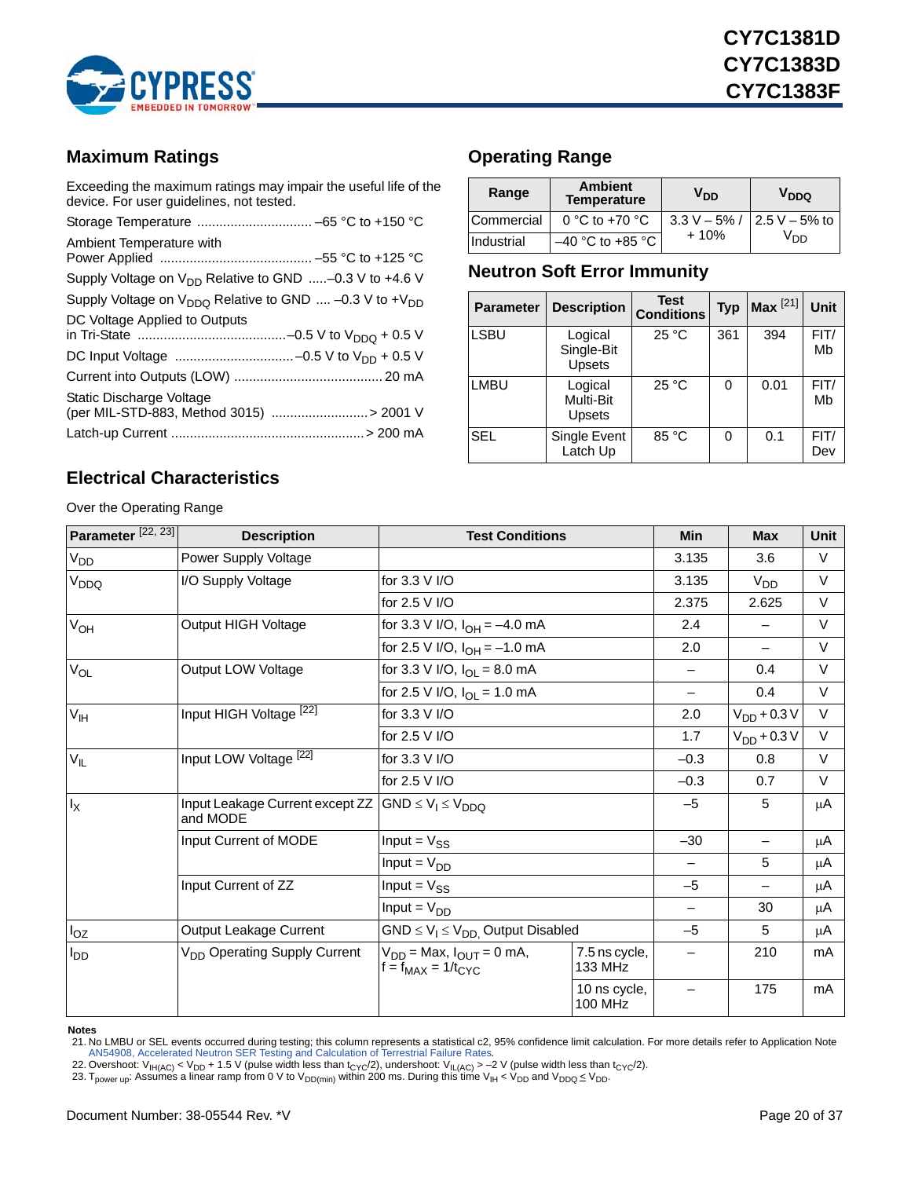## Maximum Ratings

Exceeding the maximum ratings may impair the useful life of the device. For user guidelines, not tested.

Storage Temperature ............................... –65 °C to +150 °C

Ambient Temperature with Power Applied ......................................... –55 °C to +125 °C

Supply Voltage on $V_{DD}$ Relative to GND .....–0.3 V to +4.6 V

Supply Voltage on $V_{DDQ}$ Relative to GND .... –0.3 V to $+V_{DD}$

DC Voltage Applied to Outputs in Tri-State ........................................–0.5 V to $V_{DDQ}$ + 0.5 V

DC Input Voltage ................................–0.5 V to $V_{DD}$ + 0.5 V

Current into Outputs (LOW) ........................................ 20 mA

Static Discharge Voltage (per MIL-STD-883, Method 3015) .........................> 2001 V

Latch-up Current ....................................................> 200 mA

## Operating Range

| Range | Ambient Temperature | $V_{DD}$ | $V_{DDQ}$ |
|---|---|---|---|
| Commercial | 0 °C to +70 °C | 3.3 V – 5% / + 10% | 2.5 V – 5% to $V_{DD}$ |
| Industrial | –40 °C to +85 °C | | |

## Neutron Soft Error Immunity

| Parameter | Description | Test Conditions | Typ | Max [21] | Unit |
|---|---|---|---|---|---|
| LSBU | Logical Single-Bit Upsets | 25 °C | 361 | 394 | FIT/Mb |
| LMBU | Logical Multi-Bit Upsets | 25 °C | 0 | 0.01 | FIT/Mb |
| SEL | Single Event Latch Up | 85 °C | 0 | 0.1 | FIT/Dev |

## Electrical Characteristics

Over the Operating Range

| Parameter [22, 23] | Description | Test Conditions | | Min | Max | Unit |
|---|---|---|---|---|---|---|
| $V_{DD}$ | Power Supply Voltage | | | 3.135 | 3.6 | V |
| $V_{DDQ}$ | I/O Supply Voltage | for 3.3 V I/O | | 3.135 | $V_{DD}$ | V |
| | | for 2.5 V I/O | | 2.375 | 2.625 | V |
| $V_{OH}$ | Output HIGH Voltage | for 3.3 V I/O, $I_{OH}$ = –4.0 mA | | 2.4 | – | V |
| | | for 2.5 V I/O, $I_{OH}$ = –1.0 mA | | 2.0 | – | V |
| $V_{OL}$ | Output LOW Voltage | for 3.3 V I/O, $I_{OL}$ = 8.0 mA | | – | 0.4 | V |
| | | for 2.5 V I/O, $I_{OL}$ = 1.0 mA | | – | 0.4 | V |
| $V_{IH}$ | Input HIGH Voltage [22] | for 3.3 V I/O | | 2.0 | $V_{DD}$ + 0.3 V | V |
| | | for 2.5 V I/O | | 1.7 | $V_{DD}$ + 0.3 V | V |
| $V_{IL}$ | Input LOW Voltage [22] | for 3.3 V I/O | | –0.3 | 0.8 | V |
| | | for 2.5 V I/O | | –0.3 | 0.7 | V |
| $I_X$ | Input Leakage Current except ZZ and MODE | GND ≤ $V_I$ ≤ $V_{DDQ}$ | | –5 | 5 | µA |
| | Input Current of MODE | Input = $V_{SS}$ | | –30 | – | µA |
| | | Input = $V_{DD}$ | | – | 5 | µA |
| | Input Current of ZZ | Input = $V_{SS}$ | | –5 | – | µA |
| | | Input = $V_{DD}$ | | – | 30 | µA |
| $I_{OZ}$ | Output Leakage Current | GND ≤ $V_I$ ≤ $V_{DD,}$ Output Disabled | | –5 | 5 | µA |
| $I_{DD}$ | $V_{DD}$ Operating Supply Current | $V_{DD}$ = Max, $I_{OUT}$ = 0 mA, f = $f_{MAX}$ = $1/t_{CYC}$ | 7.5 ns cycle, 133 MHz | – | 210 | mA |
| | | | 10 ns cycle, 100 MHz | – | 175 | mA |

**Notes**

21. No LMBU or SEL events occurred during testing; this column represents a statistical c2, 95% confidence limit calculation. For more details refer to Application Note AN54908, Accelerated Neutron SER Testing and Calculation of Terrestrial Failure Rates.
22. Overshoot: $V_{IH(AC)} < V_{DD}$ + 1.5 V (pulse width less than $t_{CYC}/2$), undershoot: $V_{IL(AC)}$ > –2 V (pulse width less than $t_{CYC}/2$).
23. $T_{power\ up}$: Assumes a linear ramp from 0 V to $V_{DD(min)}$ within 200 ms. During this time $V_{IH} < V_{DD}$ and $V_{DDQ} \le V_{DD}$.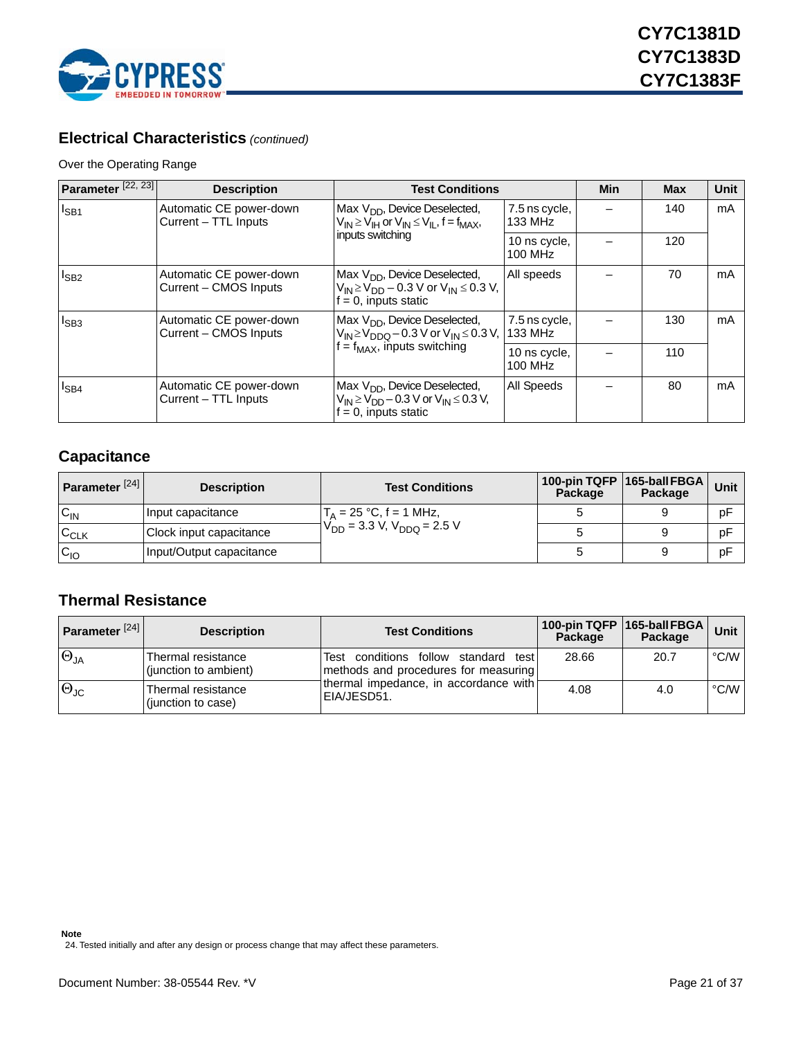## Electrical Characteristics *(continued)*

Over the Operating Range

| Parameter [22, 23] | Description | Test Conditions | | Min | Max | Unit |
|---|---|---|---|---|---|---|
| $I_{SB1}$ | Automatic CE power-down Current – TTL Inputs | Max $V_{DD}$, Device Deselected, $V_{IN} \geq V_{IH}$ or $V_{IN} \leq V_{IL}$, $f = f_{MAX}$, inputs switching | 7.5 ns cycle, 133 MHz | – | 140 | mA |
| | | | 10 ns cycle, 100 MHz | – | 120 | |
| $I_{SB2}$ | Automatic CE power-down Current – CMOS Inputs | Max $V_{DD}$, Device Deselected, $V_{IN} \geq V_{DD} - 0.3$ V or $V_{IN} \leq 0.3$ V, f = 0, inputs static | All speeds | – | 70 | mA |
| $I_{SB3}$ | Automatic CE power-down Current – CMOS Inputs | Max $V_{DD}$, Device Deselected, $V_{IN} \geq V_{DDQ} - 0.3$ V or $V_{IN} \leq 0.3$ V, $f = f_{MAX}$, inputs switching | 7.5 ns cycle, 133 MHz | – | 130 | mA |
| | | | 10 ns cycle, 100 MHz | – | 110 | |
| $I_{SB4}$ | Automatic CE power-down Current – TTL Inputs | Max $V_{DD}$, Device Deselected, $V_{IN} \geq V_{DD} - 0.3$ V or $V_{IN} \leq 0.3$ V, f = 0, inputs static | All Speeds | – | 80 | mA |

## Capacitance

| Parameter [24] | Description | Test Conditions | 100-pin TQFP Package | 165-ball FBGA Package | Unit |
|---|---|---|---|---|---|
| $C_{IN}$ | Input capacitance | $T_A = 25$ °C, f = 1 MHz, $V_{DD} = 3.3$ V, $V_{DDQ} = 2.5$ V | 5 | 9 | pF |
| $C_{CLK}$ | Clock input capacitance | | 5 | 9 | pF |
| $C_{IO}$ | Input/Output capacitance | | 5 | 9 | pF |

## Thermal Resistance

| Parameter [24] | Description | Test Conditions | 100-pin TQFP Package | 165-ball FBGA Package | Unit |
|---|---|---|---|---|---|
| $\Theta_{JA}$ | Thermal resistance (junction to ambient) | Test conditions follow standard test methods and procedures for measuring thermal impedance, in accordance with EIA/JESD51. | 28.66 | 20.7 | °C/W |
| $\Theta_{JC}$ | Thermal resistance (junction to case) | | 4.08 | 4.0 | °C/W |

**Note**

24. Tested initially and after any design or process change that may affect these parameters.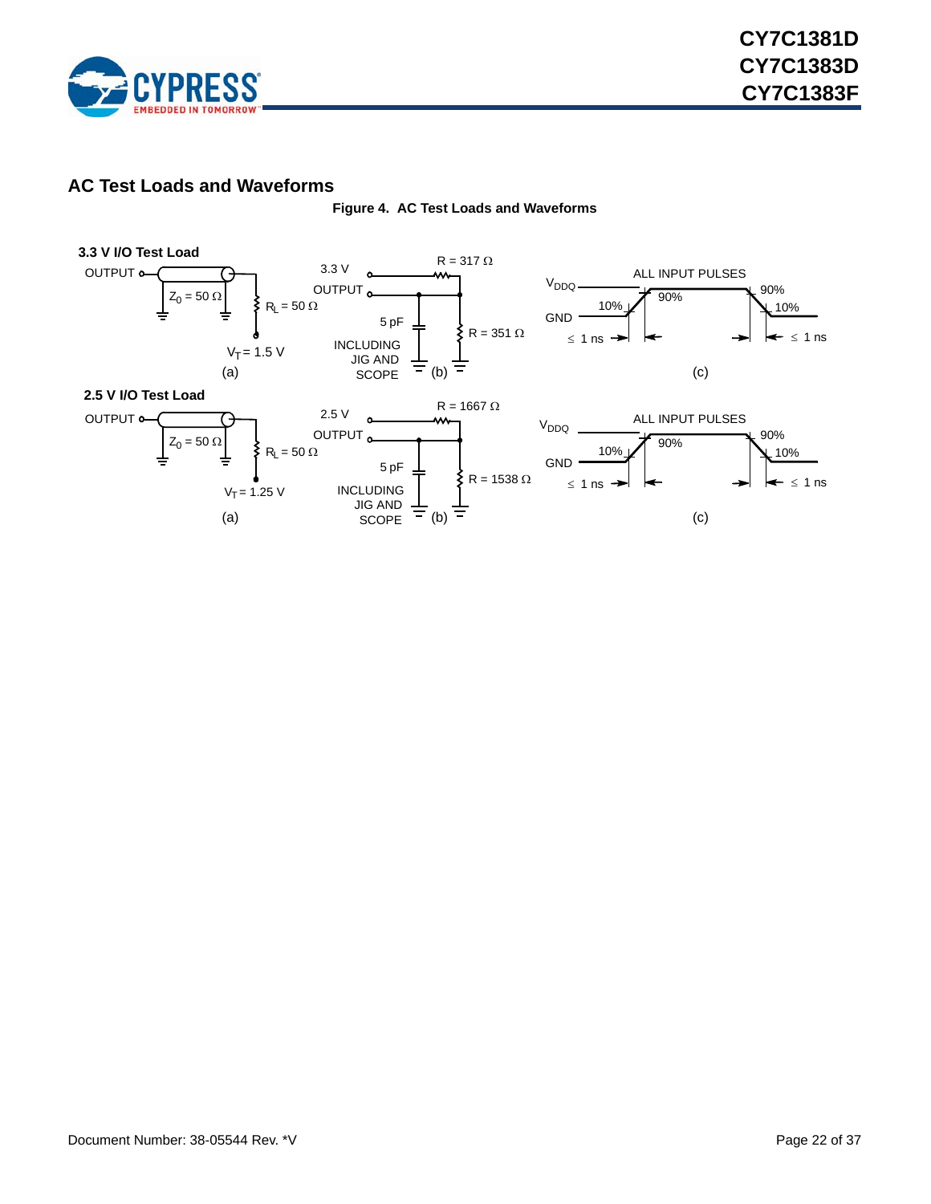## AC Test Loads and Waveforms

**Figure 4. AC Test Loads and Waveforms**

**3.3 V I/O Test Load**

OUTPUT

$Z_0 = 50\ \Omega$

$R_L = 50\ \Omega$

$V_T = 1.5$ V

(a)

3.3 V

OUTPUT

R = 317 Ω

5 pF

R = 351 Ω

INCLUDING JIG AND SCOPE

(b)

$V_{DDQ}$

GND

ALL INPUT PULSES

10%

90%

90%

10%

≤ 1 ns

≤ 1 ns

(c)

**2.5 V I/O Test Load**

OUTPUT

$Z_0 = 50\ \Omega$

$R_L = 50\ \Omega$

$V_T = 1.25$ V

(a)

2.5 V

OUTPUT

R = 1667 Ω

5 pF

R = 1538 Ω

INCLUDING JIG AND SCOPE

(b)

$V_{DDQ}$

GND

ALL INPUT PULSES

10%

90%

90%

10%

≤ 1 ns

≤ 1 ns

(c)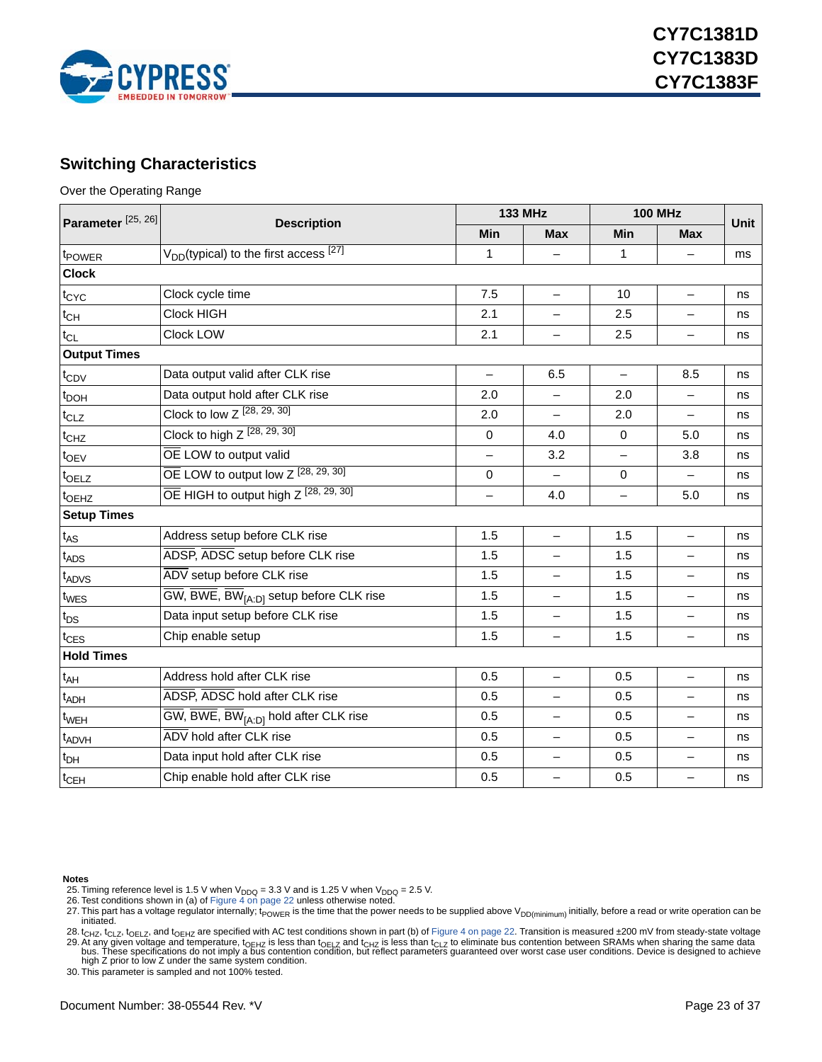## Switching Characteristics

Over the Operating Range

| Parameter [25, 26] | Description | 133 MHz | | 100 MHz | | Unit |
|---|---|---|---|---|---|---|
| | | Min | Max | Min | Max | |
| $t_{POWER}$ | $V_{DD}$(typical) to the first access [27] | 1 | – | 1 | – | ms |
| **Clock** | | | | | | |
| $t_{CYC}$ | Clock cycle time | 7.5 | – | 10 | – | ns |
| $t_{CH}$ | Clock HIGH | 2.1 | – | 2.5 | – | ns |
| $t_{CL}$ | Clock LOW | 2.1 | – | 2.5 | – | ns |
| **Output Times** | | | | | | |
| $t_{CDV}$ | Data output valid after CLK rise | – | 6.5 | – | 8.5 | ns |
| $t_{DOH}$ | Data output hold after CLK rise | 2.0 | – | 2.0 | – | ns |
| $t_{CLZ}$ | Clock to low Z [28, 29, 30] | 2.0 | – | 2.0 | – | ns |
| $t_{CHZ}$ | Clock to high Z [28, 29, 30] | 0 | 4.0 | 0 | 5.0 | ns |
| $t_{OEV}$ | $\overline{OE}$ LOW to output valid | – | 3.2 | – | 3.8 | ns |
| $t_{OELZ}$ | $\overline{OE}$ LOW to output low Z [28, 29, 30] | 0 | – | 0 | – | ns |
| $t_{OEHZ}$ | $\overline{OE}$ HIGH to output high Z [28, 29, 30] | – | 4.0 | – | 5.0 | ns |
| **Setup Times** | | | | | | |
| $t_{AS}$ | Address setup before CLK rise | 1.5 | – | 1.5 | – | ns |
| $t_{ADS}$ | $\overline{ADSP}$, $\overline{ADSC}$ setup before CLK rise | 1.5 | – | 1.5 | – | ns |
| $t_{ADVS}$ | $\overline{ADV}$ setup before CLK rise | 1.5 | – | 1.5 | – | ns |
| $t_{WES}$ | $\overline{GW}$, $\overline{BWE}$, $\overline{BW}_{[A:D]}$ setup before CLK rise | 1.5 | – | 1.5 | – | ns |
| $t_{DS}$ | Data input setup before CLK rise | 1.5 | – | 1.5 | – | ns |
| $t_{CES}$ | Chip enable setup | 1.5 | – | 1.5 | – | ns |
| **Hold Times** | | | | | | |
| $t_{AH}$ | Address hold after CLK rise | 0.5 | – | 0.5 | – | ns |
| $t_{ADH}$ | $\overline{ADSP}$, $\overline{ADSC}$ hold after CLK rise | 0.5 | – | 0.5 | – | ns |
| $t_{WEH}$ | $\overline{GW}$, $\overline{BWE}$, $\overline{BW}_{[A:D]}$ hold after CLK rise | 0.5 | – | 0.5 | – | ns |
| $t_{ADVH}$ | $\overline{ADV}$ hold after CLK rise | 0.5 | – | 0.5 | – | ns |
| $t_{DH}$ | Data input hold after CLK rise | 0.5 | – | 0.5 | – | ns |
| $t_{CEH}$ | Chip enable hold after CLK rise | 0.5 | – | 0.5 | – | ns |

**Notes**

25. Timing reference level is 1.5 V when $V_{DDQ}$ = 3.3 V and is 1.25 V when $V_{DDQ}$ = 2.5 V.
26. Test conditions shown in (a) of Figure 4 on page 22 unless otherwise noted.
27. This part has a voltage regulator internally; $t_{POWER}$ is the time that the power needs to be supplied above $V_{DD(minimum)}$ initially, before a read or write operation can be initiated.
28. $t_{CHZ}$, $t_{CLZ}$, $t_{OELZ}$, and $t_{OEHZ}$ are specified with AC test conditions shown in part (b) of Figure 4 on page 22. Transition is measured ±200 mV from steady-state voltage
29. At any given voltage and temperature, $t_{OEHZ}$ is less than $t_{OELZ}$ and $t_{CHZ}$ is less than $t_{CLZ}$ to eliminate bus contention between SRAMs when sharing the same data bus. These specifications do not imply a bus contention condition, but reflect parameters guaranteed over worst case user conditions. Device is designed to achieve high Z prior to low Z under the same system condition.
30. This parameter is sampled and not 100% tested.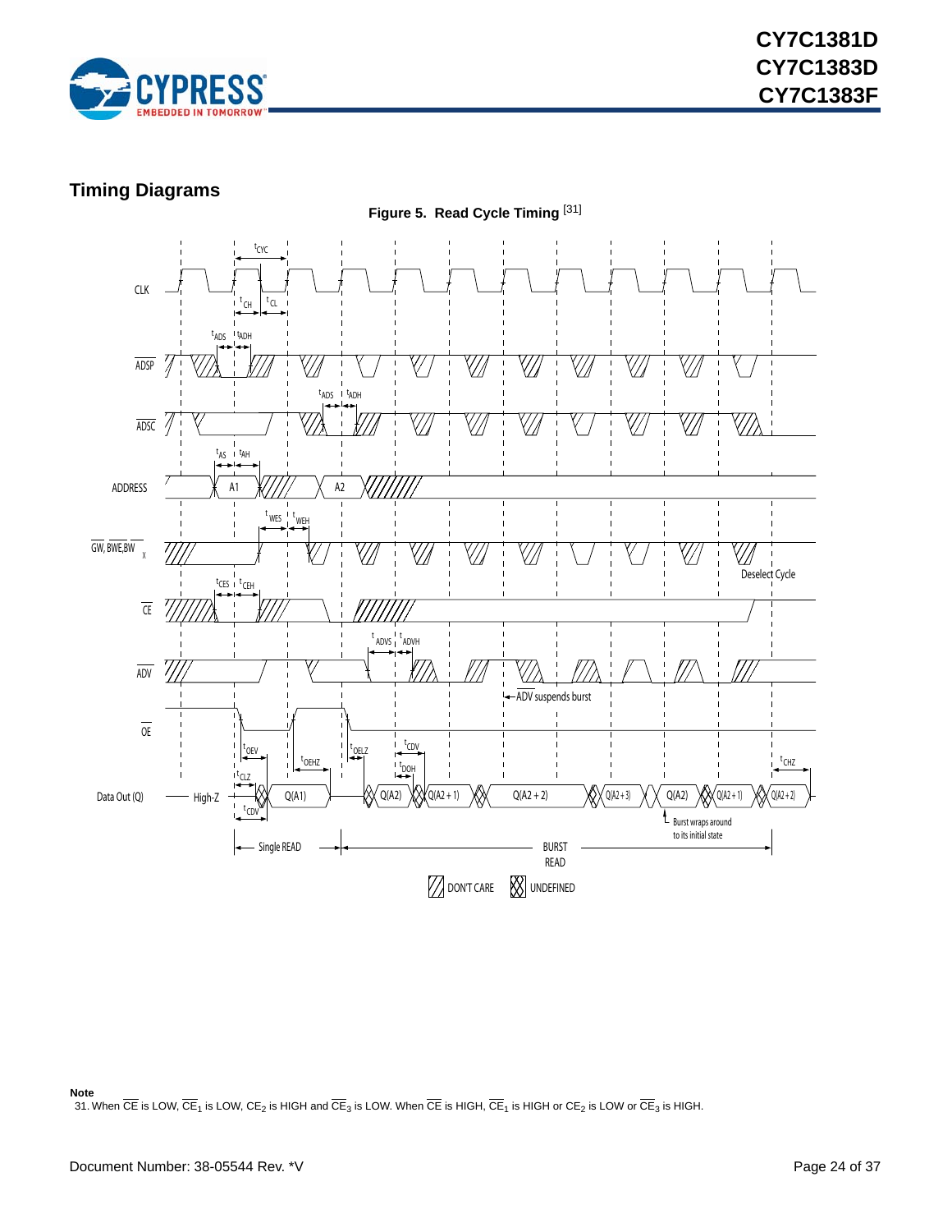## Timing Diagrams

**Figure 5. Read Cycle Timing** [31]

**Note**

31. When $\overline{CE}$ is LOW, $\overline{CE}_1$ is LOW, $CE_2$ is HIGH and $\overline{CE}_3$ is LOW. When $\overline{CE}$ is HIGH, $\overline{CE}_1$ is HIGH or $CE_2$ is LOW or $\overline{CE}_3$ is HIGH.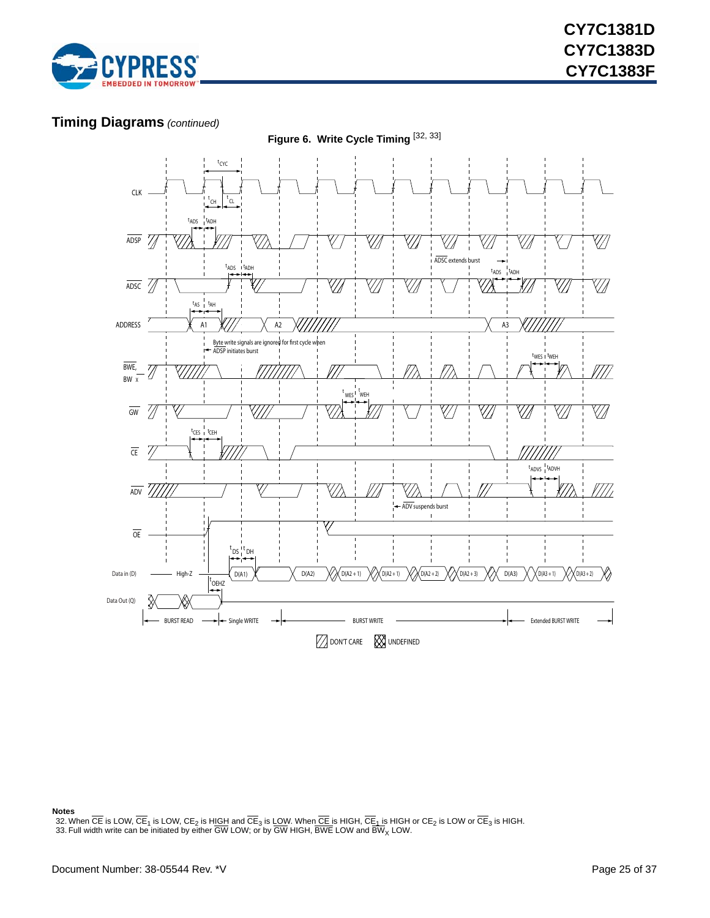## Timing Diagrams *(continued)*

**Figure 6. Write Cycle Timing** [32, 33]

**Notes**

32. When $\overline{CE}$ is LOW, $\overline{CE}_1$ is LOW, $CE_2$ is HIGH and $\overline{CE}_3$ is LOW. When $\overline{CE}$ is HIGH, $\overline{CE}_1$ is HIGH or $CE_2$ is LOW or $\overline{CE}_3$ is HIGH.
33. Full width write can be initiated by either $\overline{GW}$ LOW; or by $\overline{GW}$ HIGH, $\overline{BWE}$ LOW and $\overline{BW}_X$ LOW.

Document Number: 38-05544 Rev. *V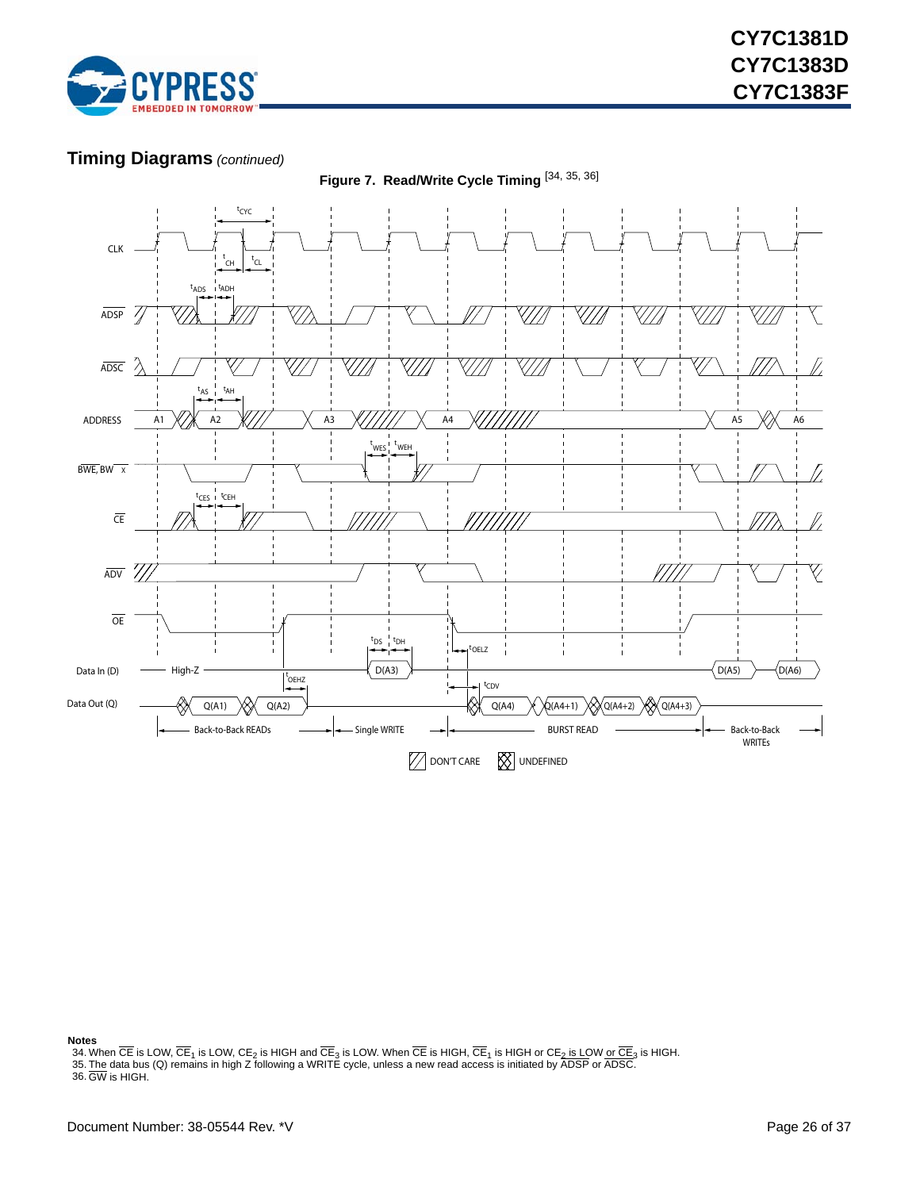## Timing Diagrams *(continued)*

**Figure 7. Read/Write Cycle Timing** [34, 35, 36]

CLK

$t_{CYC}$

$t_{CH}$ $t_{CL}$

$t_{ADS}$ $t_{ADH}$

ADSP

ADSC

$t_{AS}$ $t_{AH}$

ADDRESS A1 A2 A3 A4 A5 A6

$t_{WES}$ $t_{WEH}$

BWE, BW x

$t_{CES}$ $t_{CEH}$

CE

ADV

OE

$t_{DS}$ $t_{DH}$ $t_{OELZ}$

Data In (D) High-Z D(A3) D(A5) D(A6)

$t_{OEHZ}$ $t_{CDV}$

Data Out (Q) Q(A1) Q(A2) Q(A4) Q(A4+1) Q(A4+2) Q(A4+3)

Back-to-Back READs | Single WRITE | BURST READ | Back-to-Back WRITEs

DON'T CARE UNDEFINED

**Notes**

34. When $\overline{CE}$ is LOW, $\overline{CE}_1$ is LOW, $CE_2$ is HIGH and $\overline{CE}_3$ is LOW. When $\overline{CE}$ is HIGH, $\overline{CE}_1$ is HIGH or $CE_2$ is LOW or $\overline{CE}_3$ is HIGH.
35. The data bus (Q) remains in high Z following a WRITE cycle, unless a new read access is initiated by $\overline{ADSP}$ or $\overline{ADSC}$.
36. $\overline{GW}$ is HIGH.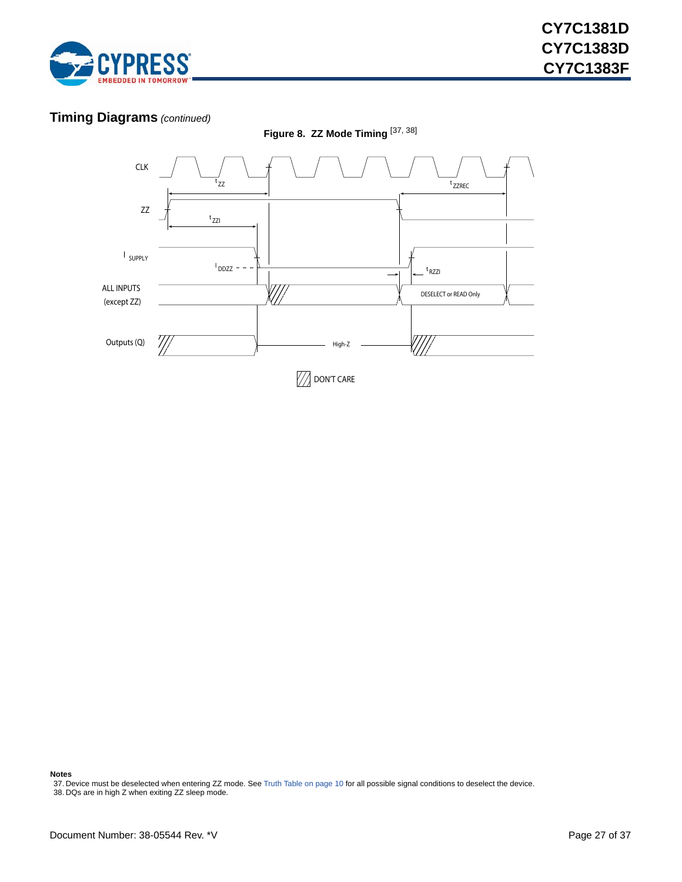## Timing Diagrams *(continued)*

**Figure 8. ZZ Mode Timing** [37, 38]

CLK

$t_{ZZ}$

$t_{ZZREC}$

ZZ

$t_{ZZI}$

$I_{SUPPLY}$

$I_{DDZZ}$

$t_{RZZI}$

ALL INPUTS (except ZZ)

DESELECT or READ Only

Outputs (Q)

High-Z

DON'T CARE

**Notes**

37. Device must be deselected when entering ZZ mode. See Truth Table on page 10 for all possible signal conditions to deselect the device.
38. DQs are in high Z when exiting ZZ sleep mode.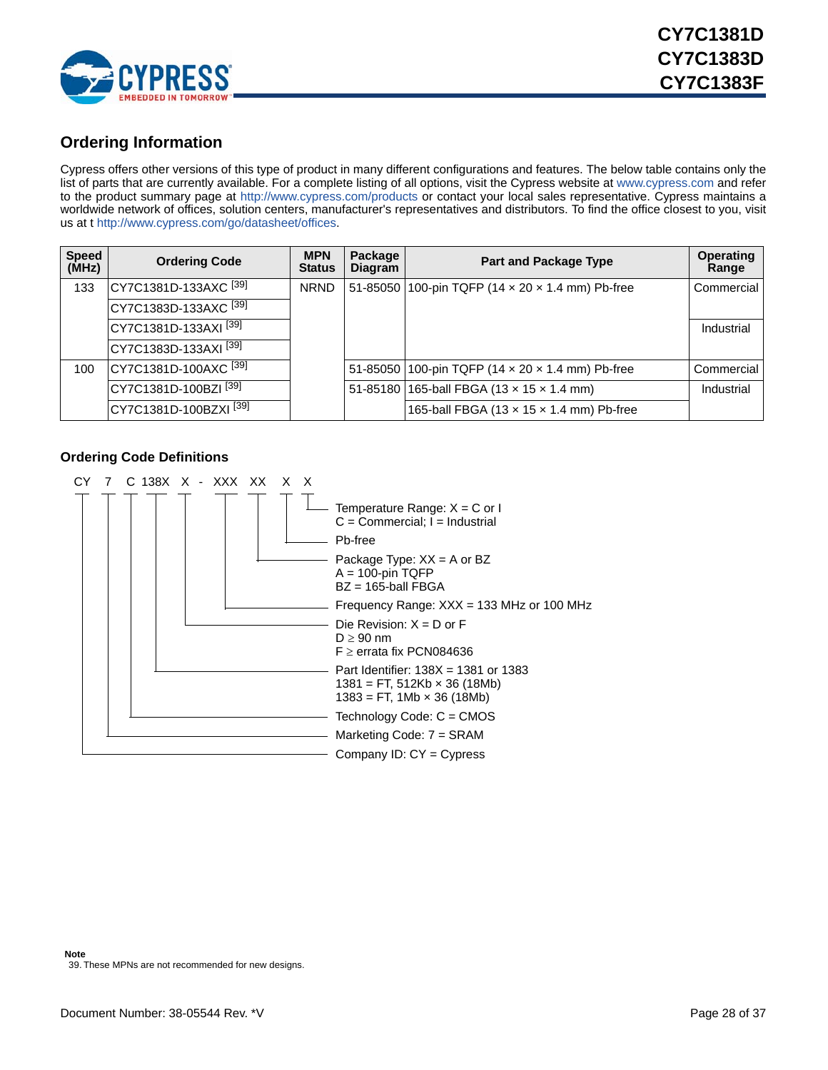## Ordering Information

Cypress offers other versions of this type of product in many different configurations and features. The below table contains only the list of parts that are currently available. For a complete listing of all options, visit the Cypress website at www.cypress.com and refer to the product summary page at http://www.cypress.com/products or contact your local sales representative. Cypress maintains a worldwide network of offices, solution centers, manufacturer's representatives and distributors. To find the office closest to you, visit us at t http://www.cypress.com/go/datasheet/offices.

| Speed (MHz) | Ordering Code | MPN Status | Package Diagram | Part and Package Type | Operating Range |
|---|---|---|---|---|---|
| 133 | CY7C1381D-133AXC [39] | NRND | 51-85050 | 100-pin TQFP (14 × 20 × 1.4 mm) Pb-free | Commercial |
| | CY7C1383D-133AXC [39] | | | | |
| | CY7C1381D-133AXI [39] | | | | Industrial |
| | CY7C1383D-133AXI [39] | | | | |
| 100 | CY7C1381D-100AXC [39] | | 51-85050 | 100-pin TQFP (14 × 20 × 1.4 mm) Pb-free | Commercial |
| | CY7C1381D-100BZI [39] | | 51-85180 | 165-ball FBGA (13 × 15 × 1.4 mm) | Industrial |
| | CY7C1381D-100BZXI [39] | | | 165-ball FBGA (13 × 15 × 1.4 mm) Pb-free | |

### Ordering Code Definitions

CY 7 C 138X X - XXX XX X X

- Temperature Range: X = C or I
  C = Commercial; I = Industrial
- Pb-free
- Package Type: XX = A or BZ
  A = 100-pin TQFP
  BZ = 165-ball FBGA
- Frequency Range: XXX = 133 MHz or 100 MHz
- Die Revision: X = D or F
  D ≥ 90 nm
  F ≥ errata fix PCN084636
- Part Identifier: 138X = 1381 or 1383
  1381 = FT, 512Kb × 36 (18Mb)
  1383 = FT, 1Mb × 36 (18Mb)
- Technology Code: C = CMOS
- Marketing Code: 7 = SRAM
- Company ID: CY = Cypress

**Note**

39. These MPNs are not recommended for new designs.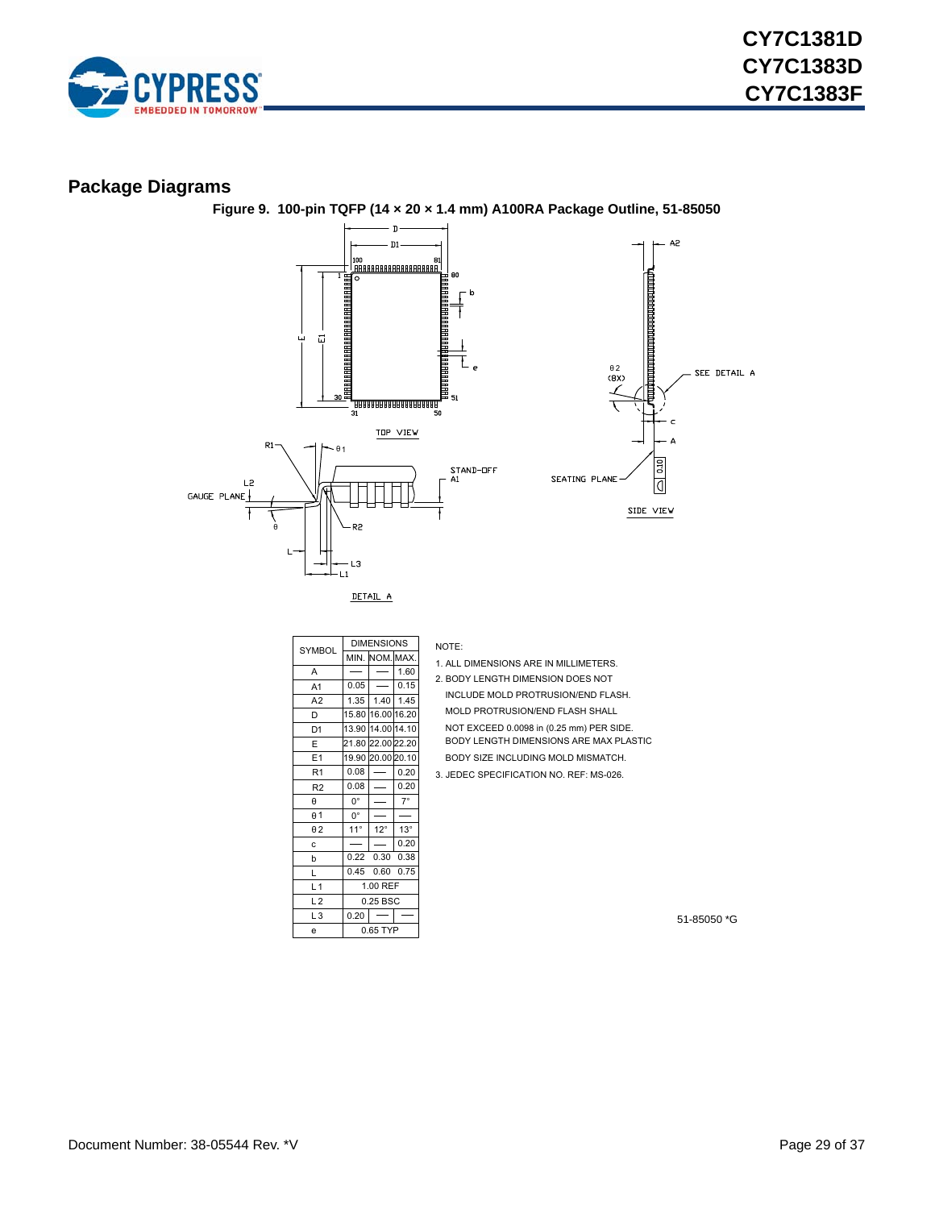## Package Diagrams

**Figure 9. 100-pin TQFP (14 × 20 × 1.4 mm) A100RA Package Outline, 51-85050**

| SYMBOL | DIMENSIONS | | |
|---|---|---|---|
| | MIN. | NOM. | MAX. |
| A | — | — | 1.60 |
| A1 | 0.05 | — | 0.15 |
| A2 | 1.35 | 1.40 | 1.45 |
| D | 15.80 | 16.00 | 16.20 |
| D1 | 13.90 | 14.00 | 14.10 |
| E | 21.80 | 22.00 | 22.20 |
| E1 | 19.90 | 20.00 | 20.10 |
| R1 | 0.08 | — | 0.20 |
| R2 | 0.08 | — | 0.20 |
| θ | 0° | — | 7° |
| θ1 | 0° | — | — |
| θ2 | 11° | 12° | 13° |
| c | — | — | 0.20 |
| b | 0.22 | 0.30 | 0.38 |
| L | 0.45 | 0.60 | 0.75 |
| L1 | 1.00 REF | | |
| L2 | 0.25 BSC | | |
| L3 | 0.20 | — | — |
| e | 0.65 TYP | | |

NOTE:

1. ALL DIMENSIONS ARE IN MILLIMETERS.
2. BODY LENGTH DIMENSION DOES NOT INCLUDE MOLD PROTRUSION/END FLASH. MOLD PROTRUSION/END FLASH SHALL NOT EXCEED 0.0098 in (0.25 mm) PER SIDE. BODY LENGTH DIMENSIONS ARE MAX PLASTIC BODY SIZE INCLUDING MOLD MISMATCH.
3. JEDEC SPECIFICATION NO. REF: MS-026.

51-85050 *G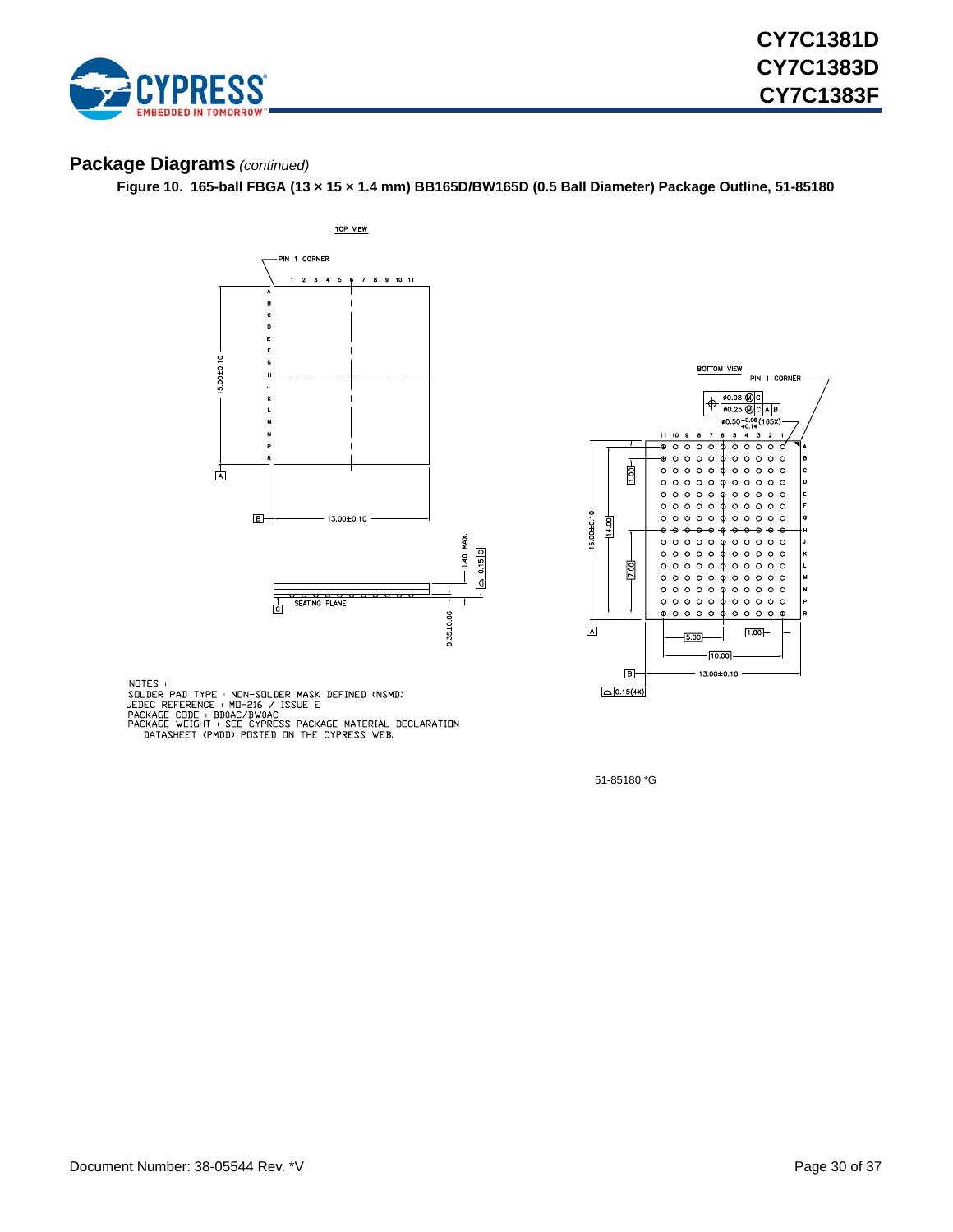## Package Diagrams *(continued)*

**Figure 10. 165-ball FBGA (13 × 15 × 1.4 mm) BB165D/BW165D (0.5 Ball Diameter) Package Outline, 51-85180**

TOP VIEW

BOTTOM VIEW

NOTES :
SOLDER PAD TYPE : NON-SOLDER MASK DEFINED (NSMD)
JEDEC REFERENCE : MO-216 / ISSUE E
PACKAGE CODE : BB0AC/BW0AC
PACKAGE WEIGHT : SEE CYPRESS PACKAGE MATERIAL DECLARATION
DATASHEET (PMDD) POSTED ON THE CYPRESS WEB.

51-85180 *G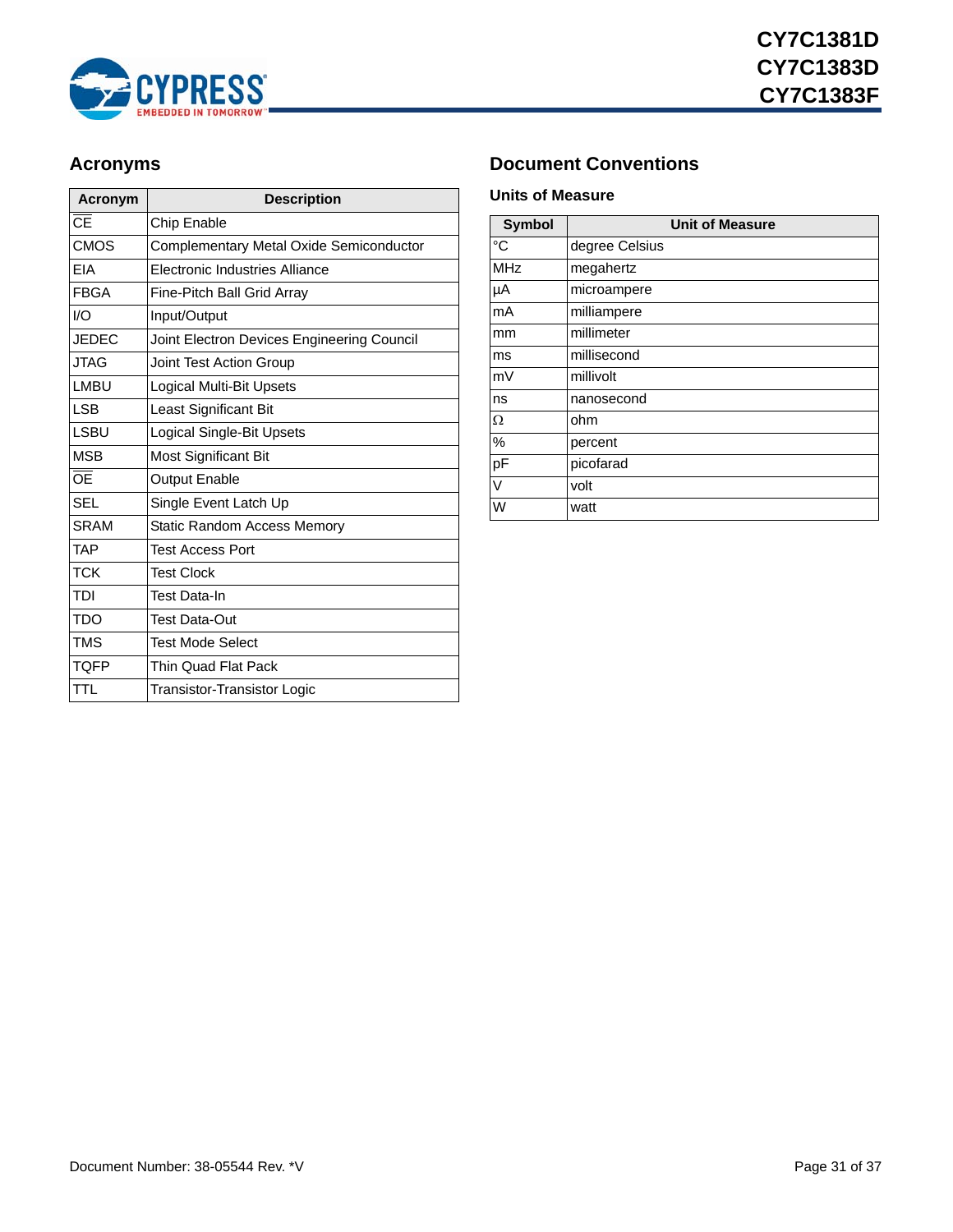## Acronyms

| Acronym | Description |
|---|---|
| $\overline{CE}$ | Chip Enable |
| CMOS | Complementary Metal Oxide Semiconductor |
| EIA | Electronic Industries Alliance |
| FBGA | Fine-Pitch Ball Grid Array |
| I/O | Input/Output |
| JEDEC | Joint Electron Devices Engineering Council |
| JTAG | Joint Test Action Group |
| LMBU | Logical Multi-Bit Upsets |
| LSB | Least Significant Bit |
| LSBU | Logical Single-Bit Upsets |
| MSB | Most Significant Bit |
| $\overline{OE}$ | Output Enable |
| SEL | Single Event Latch Up |
| SRAM | Static Random Access Memory |
| TAP | Test Access Port |
| TCK | Test Clock |
| TDI | Test Data-In |
| TDO | Test Data-Out |
| TMS | Test Mode Select |
| TQFP | Thin Quad Flat Pack |
| TTL | Transistor-Transistor Logic |

## Document Conventions

### Units of Measure

| Symbol | Unit of Measure |
|---|---|
| °C | degree Celsius |
| MHz | megahertz |
| µA | microampere |
| mA | milliampere |
| mm | millimeter |
| ms | millisecond |
| mV | millivolt |
| ns | nanosecond |
| Ω | ohm |
| % | percent |
| pF | picofarad |
| V | volt |
| W | watt |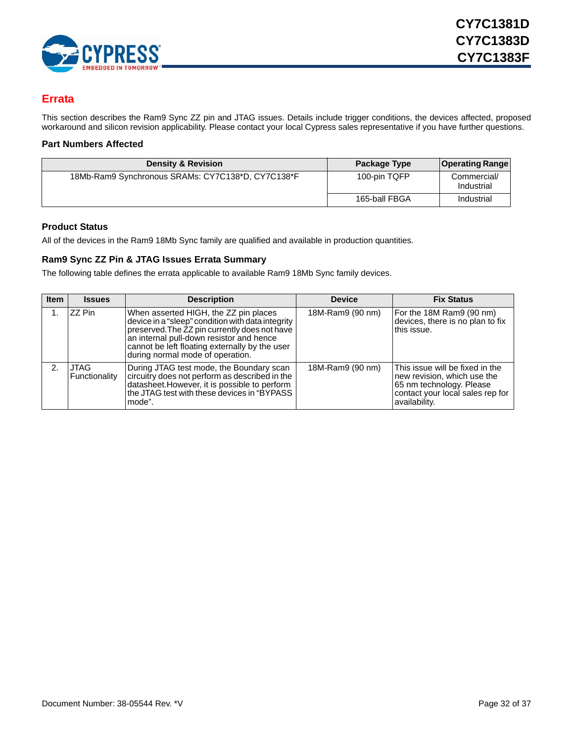## Errata

This section describes the Ram9 Sync ZZ pin and JTAG issues. Details include trigger conditions, the devices affected, proposed workaround and silicon revision applicability. Please contact your local Cypress sales representative if you have further questions.

### Part Numbers Affected

| Density & Revision | Package Type | Operating Range |
|---|---|---|
| 18Mb-Ram9 Synchronous SRAMs: CY7C138*D, CY7C138*F | 100-pin TQFP | Commercial/ Industrial |
| | 165-ball FBGA | Industrial |

### Product Status

All of the devices in the Ram9 18Mb Sync family are qualified and available in production quantities.

### Ram9 Sync ZZ Pin & JTAG Issues Errata Summary

The following table defines the errata applicable to available Ram9 18Mb Sync family devices.

| Item | Issues | Description | Device | Fix Status |
|---|---|---|---|---|
| 1. | ZZ Pin | When asserted HIGH, the ZZ pin places device in a "sleep" condition with data integrity preserved. The ZZ pin currently does not have an internal pull-down resistor and hence cannot be left floating externally by the user during normal mode of operation. | 18M-Ram9 (90 nm) | For the 18M Ram9 (90 nm) devices, there is no plan to fix this issue. |
| 2. | JTAG Functionality | During JTAG test mode, the Boundary scan circuitry does not perform as described in the datasheet. However, it is possible to perform the JTAG test with these devices in "BYPASS mode". | 18M-Ram9 (90 nm) | This issue will be fixed in the new revision, which use the 65 nm technology. Please contact your local sales rep for availability. |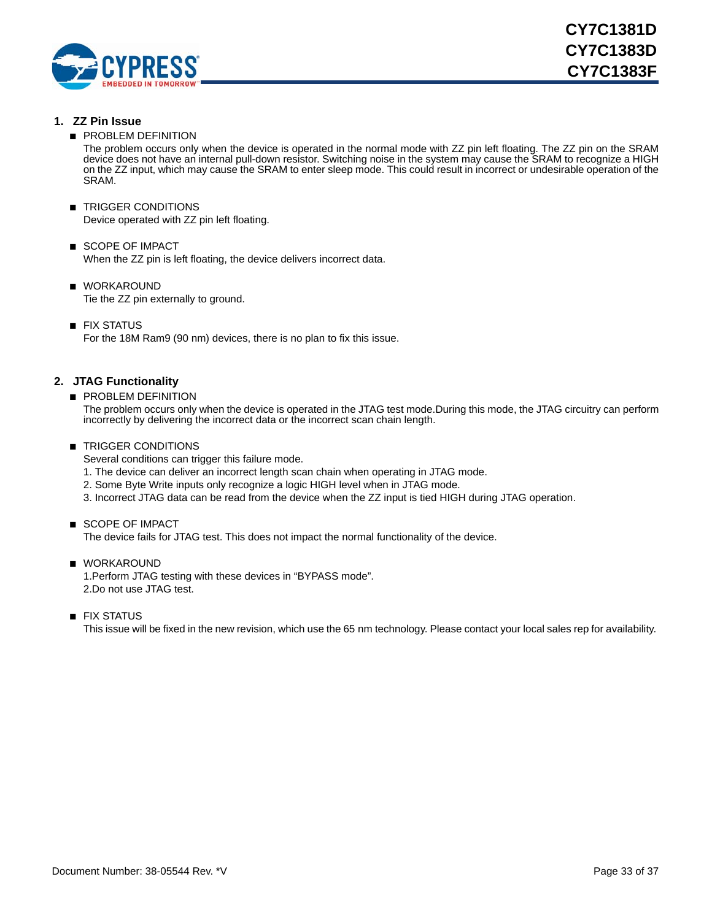## 1. ZZ Pin Issue

- PROBLEM DEFINITION

  The problem occurs only when the device is operated in the normal mode with ZZ pin left floating. The ZZ pin on the SRAM device does not have an internal pull-down resistor. Switching noise in the system may cause the SRAM to recognize a HIGH on the ZZ input, which may cause the SRAM to enter sleep mode. This could result in incorrect or undesirable operation of the SRAM.

- TRIGGER CONDITIONS

  Device operated with ZZ pin left floating.

- SCOPE OF IMPACT

  When the ZZ pin is left floating, the device delivers incorrect data.

- WORKAROUND

  Tie the ZZ pin externally to ground.

- FIX STATUS

  For the 18M Ram9 (90 nm) devices, there is no plan to fix this issue.

## 2. JTAG Functionality

- PROBLEM DEFINITION

  The problem occurs only when the device is operated in the JTAG test mode.During this mode, the JTAG circuitry can perform incorrectly by delivering the incorrect data or the incorrect scan chain length.

- TRIGGER CONDITIONS

  Several conditions can trigger this failure mode.

  1. The device can deliver an incorrect length scan chain when operating in JTAG mode.
  2. Some Byte Write inputs only recognize a logic HIGH level when in JTAG mode.
  3. Incorrect JTAG data can be read from the device when the ZZ input is tied HIGH during JTAG operation.

- SCOPE OF IMPACT

  The device fails for JTAG test. This does not impact the normal functionality of the device.

- WORKAROUND

  1.Perform JTAG testing with these devices in "BYPASS mode".

  2.Do not use JTAG test.

- FIX STATUS

  This issue will be fixed in the new revision, which use the 65 nm technology. Please contact your local sales rep for availability.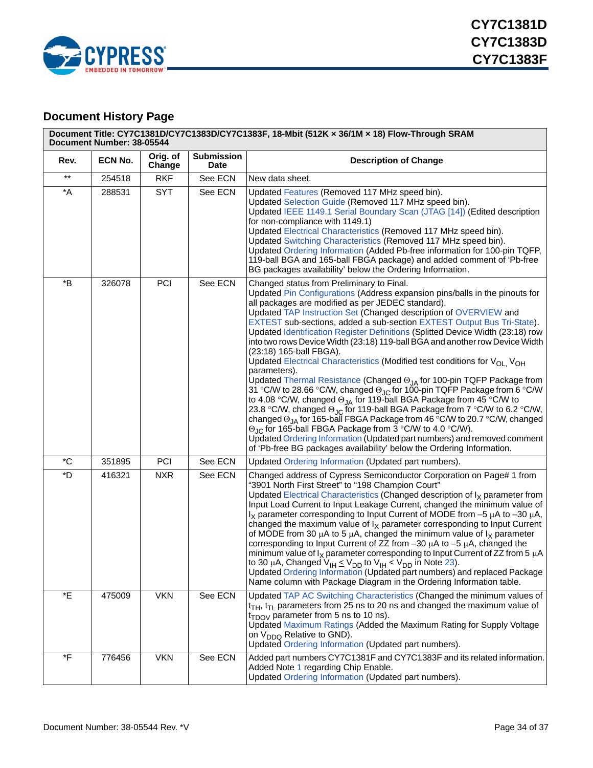## Document History Page

| Document Title: CY7C1381D/CY7C1383D/CY7C1383F, 18-Mbit (512K × 36/1M × 18) Flow-Through SRAM<br>Document Number: 38-05544 | | | | |
|---|---|---|---|---|
| **Rev.** | **ECN No.** | **Orig. of Change** | **Submission Date** | **Description of Change** |
| ** | 254518 | RKF | See ECN | New data sheet. |
| *A | 288531 | SYT | See ECN | Updated Features (Removed 117 MHz speed bin).<br>Updated Selection Guide (Removed 117 MHz speed bin).<br>Updated IEEE 1149.1 Serial Boundary Scan (JTAG [14]) (Edited description for non-compliance with 1149.1)<br>Updated Electrical Characteristics (Removed 117 MHz speed bin).<br>Updated Switching Characteristics (Removed 117 MHz speed bin).<br>Updated Ordering Information (Added Pb-free information for 100-pin TQFP, 119-ball BGA and 165-ball FBGA package) and added comment of 'Pb-free BG packages availability' below the Ordering Information. |
| *B | 326078 | PCI | See ECN | Changed status from Preliminary to Final.<br>Updated Pin Configurations (Address expansion pins/balls in the pinouts for all packages are modified as per JEDEC standard).<br>Updated TAP Instruction Set (Changed description of OVERVIEW and EXTEST sub-sections, added a sub-section EXTEST Output Bus Tri-State).<br>Updated Identification Register Definitions (Splitted Device Width (23:18) row into two rows Device Width (23:18) 119-ball BGA and another row Device Width (23:18) 165-ball FBGA).<br>Updated Electrical Characteristics (Modified test conditions for $V_{OL,}$ $V_{OH}$ parameters).<br>Updated Thermal Resistance (Changed $\Theta_{JA}$ for 100-pin TQFP Package from 31 °C/W to 28.66 °C/W, changed $\Theta_{JC}$ for 100-pin TQFP Package from 6 °C/W to 4.08 °C/W, changed $\Theta_{JA}$ for 119-ball BGA Package from 45 °C/W to 23.8 °C/W, changed $\Theta_{JC}$ for 119-ball BGA Package from 7 °C/W to 6.2 °C/W, changed $\Theta_{JA}$ for 165-ball FBGA Package from 46 °C/W to 20.7 °C/W, changed $\Theta_{JC}$ for 165-ball FBGA Package from 3 °C/W to 4.0 °C/W).<br>Updated Ordering Information (Updated part numbers) and removed comment of 'Pb-free BG packages availability' below the Ordering Information. |
| *C | 351895 | PCI | See ECN | Updated Ordering Information (Updated part numbers). |
| *D | 416321 | NXR | See ECN | Changed address of Cypress Semiconductor Corporation on Page# 1 from "3901 North First Street" to "198 Champion Court"<br>Updated Electrical Characteristics (Changed description of $I_X$ parameter from Input Load Current to Input Leakage Current, changed the minimum value of $I_X$ parameter corresponding to Input Current of MODE from –5 µA to –30 µA, changed the maximum value of $I_X$ parameter corresponding to Input Current of MODE from 30 µA to 5 µA, changed the minimum value of $I_X$ parameter corresponding to Input Current of ZZ from –30 µA to –5 µA, changed the minimum value of $I_X$ parameter corresponding to Input Current of ZZ from 5 µA to 30 µA, Changed $V_{IH} \leq V_{DD}$ to $V_{IH} < V_{DD}$ in Note 23).<br>Updated Ordering Information (Updated part numbers) and replaced Package Name column with Package Diagram in the Ordering Information table. |
| *E | 475009 | VKN | See ECN | Updated TAP AC Switching Characteristics (Changed the minimum values of $t_{TH}$, $t_{TL}$ parameters from 25 ns to 20 ns and changed the maximum value of $t_{TDOV}$ parameter from 5 ns to 10 ns).<br>Updated Maximum Ratings (Added the Maximum Rating for Supply Voltage on $V_{DDQ}$ Relative to GND).<br>Updated Ordering Information (Updated part numbers). |
| *F | 776456 | VKN | See ECN | Added part numbers CY7C1381F and CY7C1383F and its related information.<br>Added Note 1 regarding Chip Enable.<br>Updated Ordering Information (Updated part numbers). |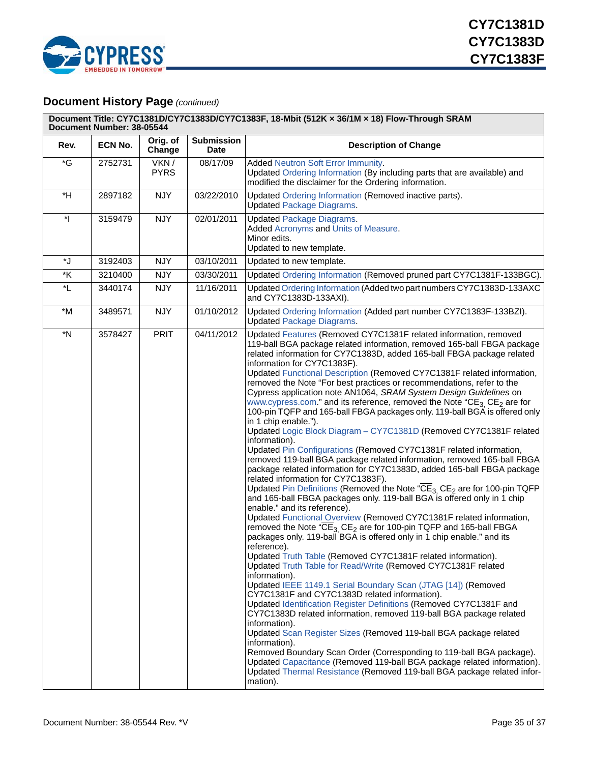## Document History Page *(continued)*

**Document Title: CY7C1381D/CY7C1383D/CY7C1383F, 18-Mbit (512K × 36/1M × 18) Flow-Through SRAM**
**Document Number: 38-05544**

| Rev. | ECN No. | Orig. of Change | Submission Date | Description of Change |
|---|---|---|---|---|
| *G | 2752731 | VKN / PYRS | 08/17/09 | Added Neutron Soft Error Immunity.<br>Updated Ordering Information (By including parts that are available) and modified the disclaimer for the Ordering information. |
| *H | 2897182 | NJY | 03/22/2010 | Updated Ordering Information (Removed inactive parts).<br>Updated Package Diagrams. |
| *I | 3159479 | NJY | 02/01/2011 | Updated Package Diagrams.<br>Added Acronyms and Units of Measure.<br>Minor edits.<br>Updated to new template. |
| *J | 3192403 | NJY | 03/10/2011 | Updated to new template. |
| *K | 3210400 | NJY | 03/30/2011 | Updated Ordering Information (Removed pruned part CY7C1381F-133BGC). |
| *L | 3440174 | NJY | 11/16/2011 | Updated Ordering Information (Added two part numbers CY7C1383D-133AXC and CY7C1383D-133AXI). |
| *M | 3489571 | NJY | 01/10/2012 | Updated Ordering Information (Added part number CY7C1383F-133BZI).<br>Updated Package Diagrams. |
| *N | 3578427 | PRIT | 04/11/2012 | Updated Features (Removed CY7C1381F related information, removed 119-ball BGA package related information, removed 165-ball FBGA package related information for CY7C1383D, added 165-ball FBGA package related information for CY7C1383F).<br>Updated Functional Description (Removed CY7C1381F related information, removed the Note “For best practices or recommendations, refer to the Cypress application note AN1064, *SRAM System Design Guidelines* on www.cypress.com.” and its reference, removed the Note “$\overline{CE}_3$, $CE_2$ are for 100-pin TQFP and 165-ball FBGA packages only. 119-ball BGA is offered only in 1 chip enable.”).<br>Updated Logic Block Diagram – CY7C1381D (Removed CY7C1381F related information).<br>Updated Pin Configurations (Removed CY7C1381F related information, removed 119-ball BGA package related information, removed 165-ball FBGA package related information for CY7C1383D, added 165-ball FBGA package related information for CY7C1383F).<br>Updated Pin Definitions (Removed the Note “$\overline{CE}_3$, $CE_2$ are for 100-pin TQFP and 165-ball FBGA packages only. 119-ball BGA is offered only in 1 chip enable.” and its reference).<br>Updated Functional Overview (Removed CY7C1381F related information, removed the Note “$\overline{CE}_3$, $CE_2$ are for 100-pin TQFP and 165-ball FBGA packages only. 119-ball BGA is offered only in 1 chip enable.” and its reference).<br>Updated Truth Table (Removed CY7C1381F related information).<br>Updated Truth Table for Read/Write (Removed CY7C1381F related information).<br>Updated IEEE 1149.1 Serial Boundary Scan (JTAG [14]) (Removed CY7C1381F and CY7C1383D related information).<br>Updated Identification Register Definitions (Removed CY7C1381F and CY7C1383D related information, removed 119-ball BGA package related information).<br>Updated Scan Register Sizes (Removed 119-ball BGA package related information).<br>Removed Boundary Scan Order (Corresponding to 119-ball BGA package).<br>Updated Capacitance (Removed 119-ball BGA package related information).<br>Updated Thermal Resistance (Removed 119-ball BGA package related information). |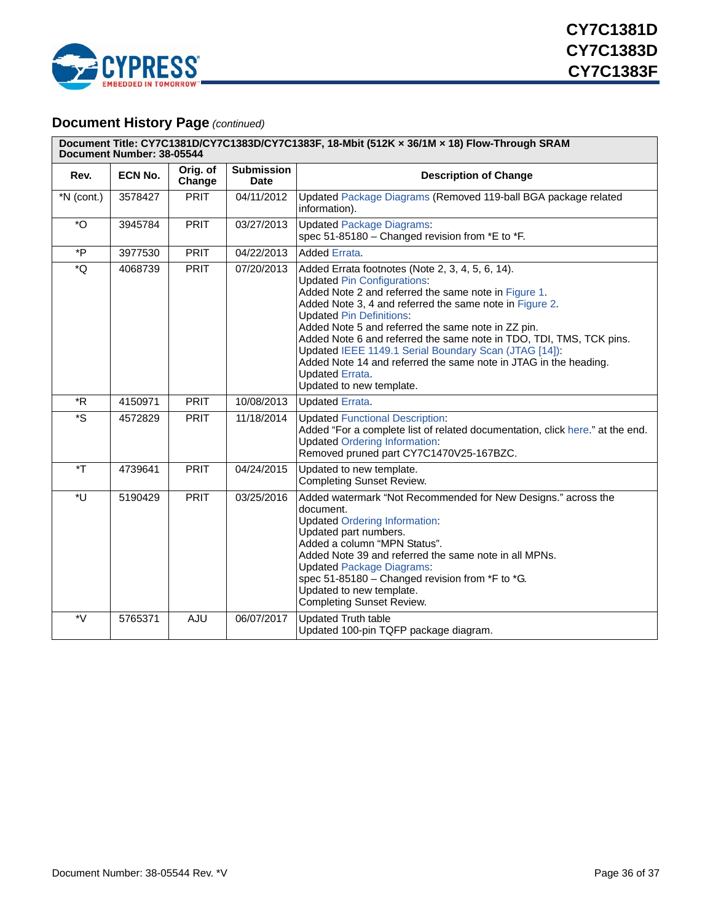## Document History Page *(continued)*

| Document Title: CY7C1381D/CY7C1383D/CY7C1383F, 18-Mbit (512K × 36/1M × 18) Flow-Through SRAM<br>Document Number: 38-05544 | | | | |
|---|---|---|---|---|
| **Rev.** | **ECN No.** | **Orig. of Change** | **Submission Date** | **Description of Change** |
| *N (cont.) | 3578427 | PRIT | 04/11/2012 | Updated Package Diagrams (Removed 119-ball BGA package related information). |
| *O | 3945784 | PRIT | 03/27/2013 | Updated Package Diagrams:<br>spec 51-85180 – Changed revision from *E to *F. |
| *P | 3977530 | PRIT | 04/22/2013 | Added Errata. |
| *Q | 4068739 | PRIT | 07/20/2013 | Added Errata footnotes (Note 2, 3, 4, 5, 6, 14).<br>Updated Pin Configurations:<br>Added Note 2 and referred the same note in Figure 1.<br>Added Note 3, 4 and referred the same note in Figure 2.<br>Updated Pin Definitions:<br>Added Note 5 and referred the same note in ZZ pin.<br>Added Note 6 and referred the same note in TDO, TDI, TMS, TCK pins.<br>Updated IEEE 1149.1 Serial Boundary Scan (JTAG [14]):<br>Added Note 14 and referred the same note in JTAG in the heading.<br>Updated Errata.<br>Updated to new template. |
| *R | 4150971 | PRIT | 10/08/2013 | Updated Errata. |
| *S | 4572829 | PRIT | 11/18/2014 | Updated Functional Description:<br>Added “For a complete list of related documentation, click here.” at the end.<br>Updated Ordering Information:<br>Removed pruned part CY7C1470V25-167BZC. |
| *T | 4739641 | PRIT | 04/24/2015 | Updated to new template.<br>Completing Sunset Review. |
| *U | 5190429 | PRIT | 03/25/2016 | Added watermark “Not Recommended for New Designs.” across the document.<br>Updated Ordering Information:<br>Updated part numbers.<br>Added a column “MPN Status”.<br>Added Note 39 and referred the same note in all MPNs.<br>Updated Package Diagrams:<br>spec 51-85180 – Changed revision from *F to *G.<br>Updated to new template.<br>Completing Sunset Review. |
| *V | 5765371 | AJU | 06/07/2017 | Updated Truth table<br>Updated 100-pin TQFP package diagram. |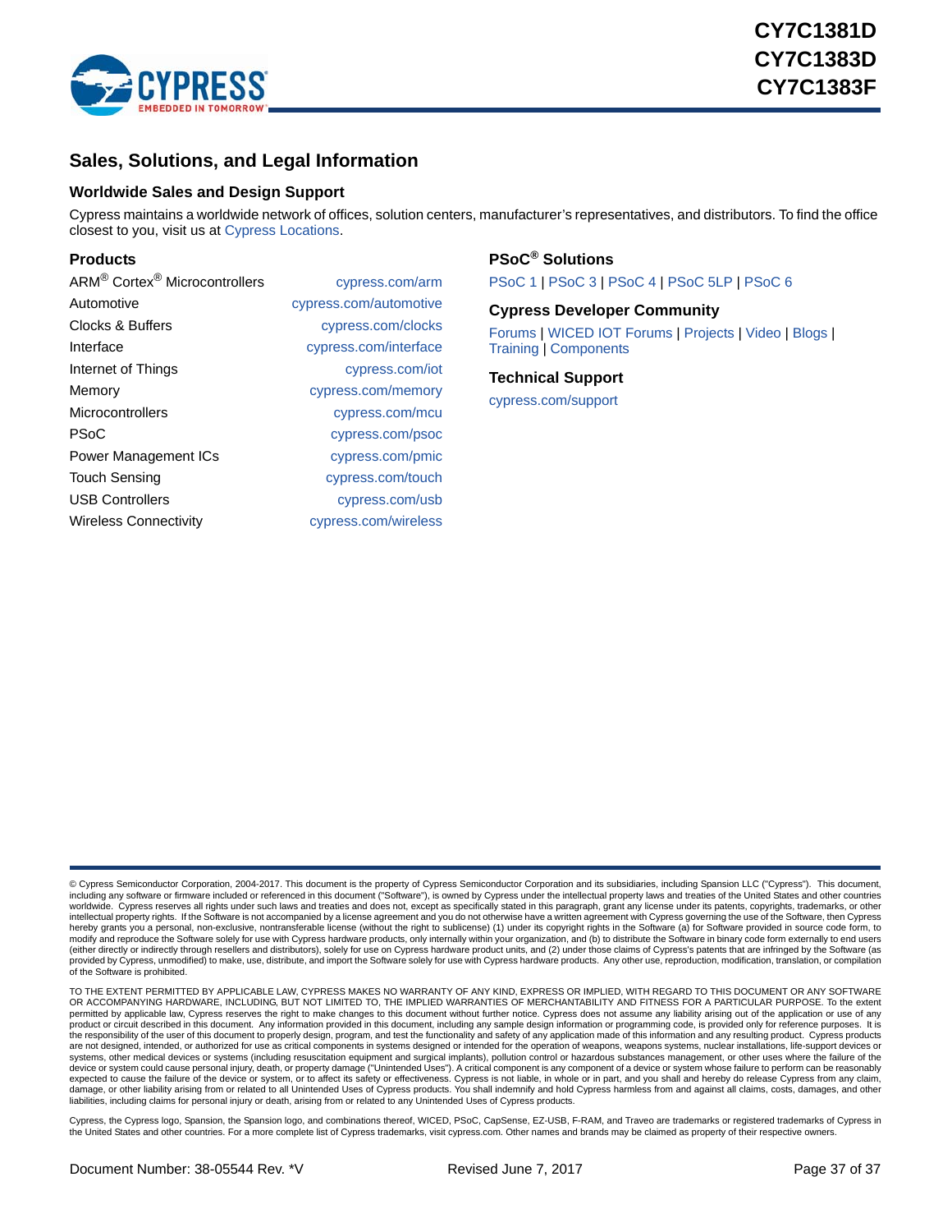## Sales, Solutions, and Legal Information

### Worldwide Sales and Design Support

Cypress maintains a worldwide network of offices, solution centers, manufacturer's representatives, and distributors. To find the office closest to you, visit us at Cypress Locations.

### Products

| | |
|---|---|
| ARM® Cortex® Microcontrollers | cypress.com/arm |
| Automotive | cypress.com/automotive |
| Clocks & Buffers | cypress.com/clocks |
| Interface | cypress.com/interface |
| Internet of Things | cypress.com/iot |
| Memory | cypress.com/memory |
| Microcontrollers | cypress.com/mcu |
| PSoC | cypress.com/psoc |
| Power Management ICs | cypress.com/pmic |
| Touch Sensing | cypress.com/touch |
| USB Controllers | cypress.com/usb |
| Wireless Connectivity | cypress.com/wireless |

### PSoC® Solutions

PSoC 1 | PSoC 3 | PSoC 4 | PSoC 5LP | PSoC 6

### Cypress Developer Community

Forums | WICED IOT Forums | Projects | Video | Blogs | Training | Components

### Technical Support

cypress.com/support

© Cypress Semiconductor Corporation, 2004-2017. This document is the property of Cypress Semiconductor Corporation and its subsidiaries, including Spansion LLC ("Cypress"). This document, including any software or firmware included or referenced in this document ("Software"), is owned by Cypress under the intellectual property laws and treaties of the United States and other countries worldwide. Cypress reserves all rights under such laws and treaties and does not, except as specifically stated in this paragraph, grant any license under its patents, copyrights, trademarks, or other intellectual property rights. If the Software is not accompanied by a license agreement and you do not otherwise have a written agreement with Cypress governing the use of the Software, then Cypress hereby grants you a personal, non-exclusive, nontransferable license (without the right to sublicense) (1) under its copyright rights in the Software (a) for Software provided in source code form, to modify and reproduce the Software solely for use with Cypress hardware products, only internally within your organization, and (b) to distribute the Software in binary code form externally to end users (either directly or indirectly through resellers and distributors), solely for use on Cypress hardware product units, and (2) under those claims of Cypress's patents that are infringed by the Software (as provided by Cypress, unmodified) to make, use, distribute, and import the Software solely for use with Cypress hardware products. Any other use, reproduction, modification, translation, or compilation of the Software is prohibited.

TO THE EXTENT PERMITTED BY APPLICABLE LAW, CYPRESS MAKES NO WARRANTY OF ANY KIND, EXPRESS OR IMPLIED, WITH REGARD TO THIS DOCUMENT OR ANY SOFTWARE OR ACCOMPANYING HARDWARE, INCLUDING, BUT NOT LIMITED TO, THE IMPLIED WARRANTIES OF MERCHANTABILITY AND FITNESS FOR A PARTICULAR PURPOSE. To the extent permitted by applicable law, Cypress reserves the right to make changes to this document without further notice. Cypress does not assume any liability arising out of the application or use of any product or circuit described in this document. Any information provided in this document, including any sample design information or programming code, is provided only for reference purposes. It is the responsibility of the user of this document to properly design, program, and test the functionality and safety of any application made of this information and any resulting product. Cypress products are not designed, intended, or authorized for use as critical components in systems designed or intended for the operation of weapons, weapons systems, nuclear installations, life-support devices or systems, other medical devices or systems (including resuscitation equipment and surgical implants), pollution control or hazardous substances management, or other uses where the failure of the device or system could cause personal injury, death, or property damage ("Unintended Uses"). A critical component is any component of a device or system whose failure to perform can be reasonably expected to cause the failure of the device or system, or to affect its safety or effectiveness. Cypress is not liable, in whole or in part, and you shall and hereby do release Cypress from any claim, damage, or other liability arising from or related to all Unintended Uses of Cypress products. You shall indemnify and hold Cypress harmless from and against all claims, costs, damages, and other liabilities, including claims for personal injury or death, arising from or related to any Unintended Uses of Cypress products.

Cypress, the Cypress logo, Spansion, the Spansion logo, and combinations thereof, WICED, PSoC, CapSense, EZ-USB, F-RAM, and Traveo are trademarks or registered trademarks of Cypress in the United States and other countries. For a more complete list of Cypress trademarks, visit cypress.com. Other names and brands may be claimed as property of their respective owners.

Document Number: 38-05544 Rev. *V Revised June 7, 2017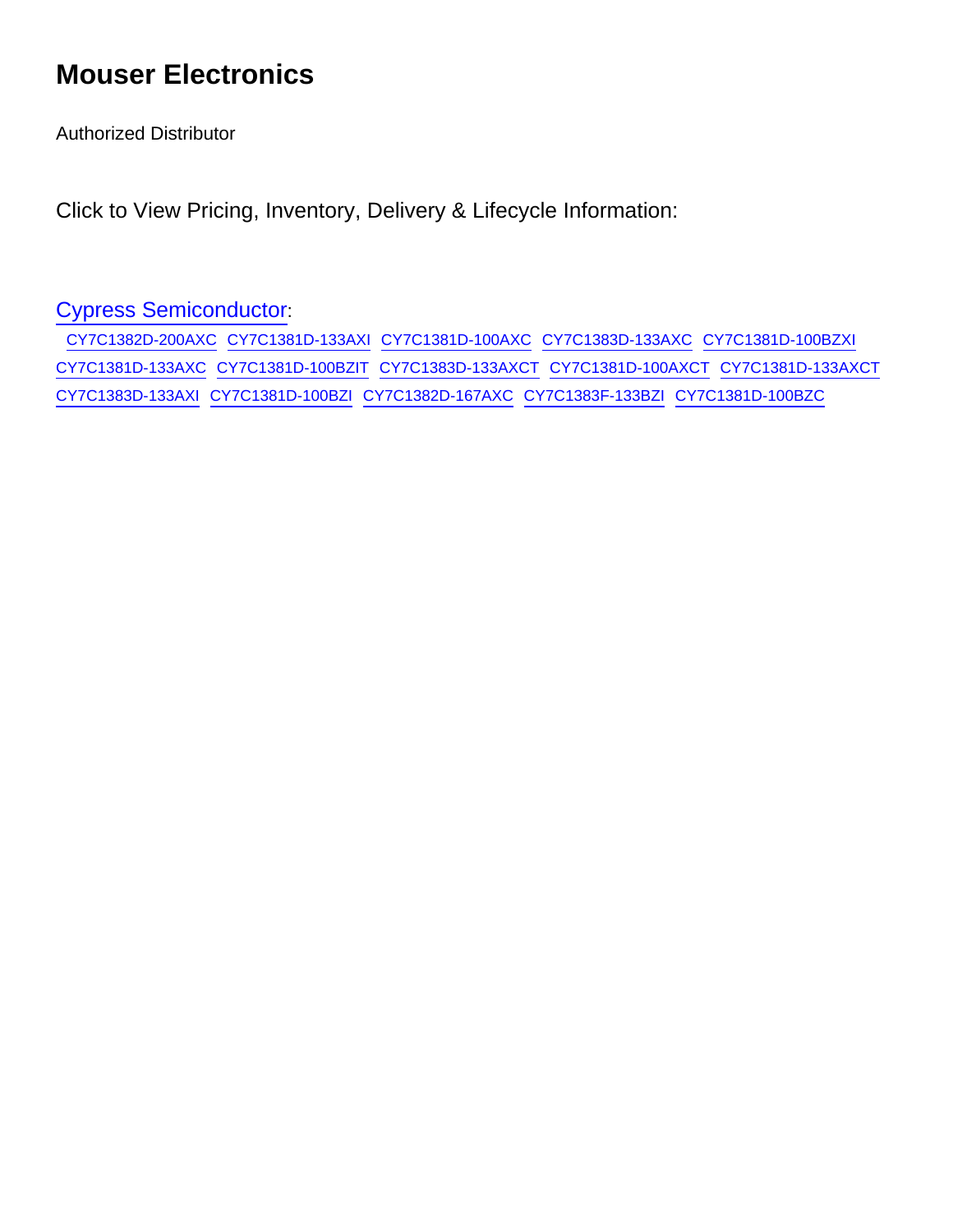# Mouser Electronics

Authorized Distributor

Click to View Pricing, Inventory, Delivery & Lifecycle Information:

Cypress Semiconductor:

CY7C1382D-200AXC CY7C1381D-133AXI CY7C1381D-100AXC CY7C1383D-133AXC CY7C1381D-100BZXI CY7C1381D-133AXC CY7C1381D-100BZIT CY7C1383D-133AXCT CY7C1381D-100AXCT CY7C1381D-133AXCT CY7C1383D-133AXI CY7C1381D-100BZI CY7C1382D-167AXC CY7C1383F-133BZI CY7C1381D-100BZC